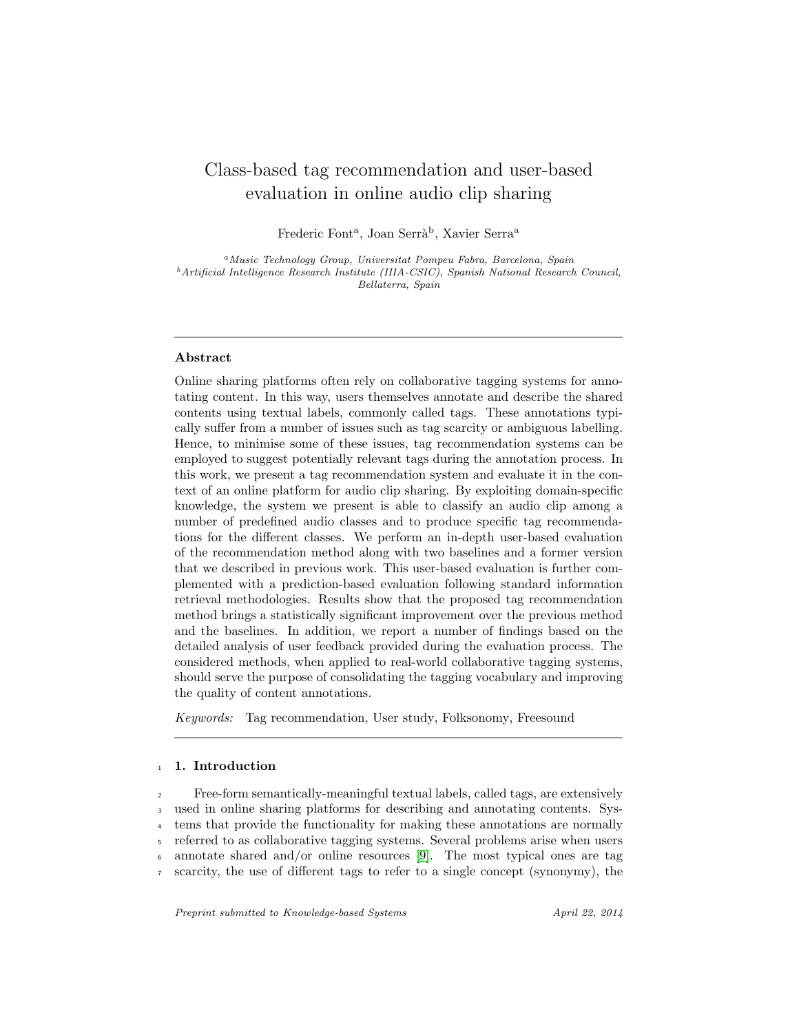# Class-based tag recommendation and user-based evaluation in online audio clip sharing

Frederic Font[a], Joan Serrà[b], Xavier Serra[a]

[a] *Music Technology Group, Universitat Pompeu Fabra, Barcelona, Spain*
[b] *Artificial Intelligence Research Institute (IIIA-CSIC), Spanish National Research Council, Bellaterra, Spain*

---

### Abstract

Online sharing platforms often rely on collaborative tagging systems for annotating content. In this way, users themselves annotate and describe the shared contents using textual labels, commonly called tags. These annotations typically suffer from a number of issues such as tag scarcity or ambiguous labelling. Hence, to minimise some of these issues, tag recommendation systems can be employed to suggest potentially relevant tags during the annotation process. In this work, we present a tag recommendation system and evaluate it in the context of an online platform for audio clip sharing. By exploiting domain-specific knowledge, the system we present is able to classify an audio clip among a number of predefined audio classes and to produce specific tag recommendations for the different classes. We perform an in-depth user-based evaluation of the recommendation method along with two baselines and a former version that we described in previous work. This user-based evaluation is further complemented with a prediction-based evaluation following standard information retrieval methodologies. Results show that the proposed tag recommendation method brings a statistically significant improvement over the previous method and the baselines. In addition, we report a number of findings based on the detailed analysis of user feedback provided during the evaluation process. The considered methods, when applied to real-world collaborative tagging systems, should serve the purpose of consolidating the tagging vocabulary and improving the quality of content annotations.

*Keywords:* Tag recommendation, User study, Folksonomy, Freesound

---

## 1. Introduction

Free-form semantically-meaningful textual labels, called tags, are extensively used in online sharing platforms for describing and annotating contents. Systems that provide the functionality for making these annotations are normally referred to as collaborative tagging systems. Several problems arise when users annotate shared and/or online resources [9]. The most typical ones are tag scarcity, the use of different tags to refer to a single concept (synonymy), the

*Preprint submitted to Knowledge-based Systems* *April 22, 2014*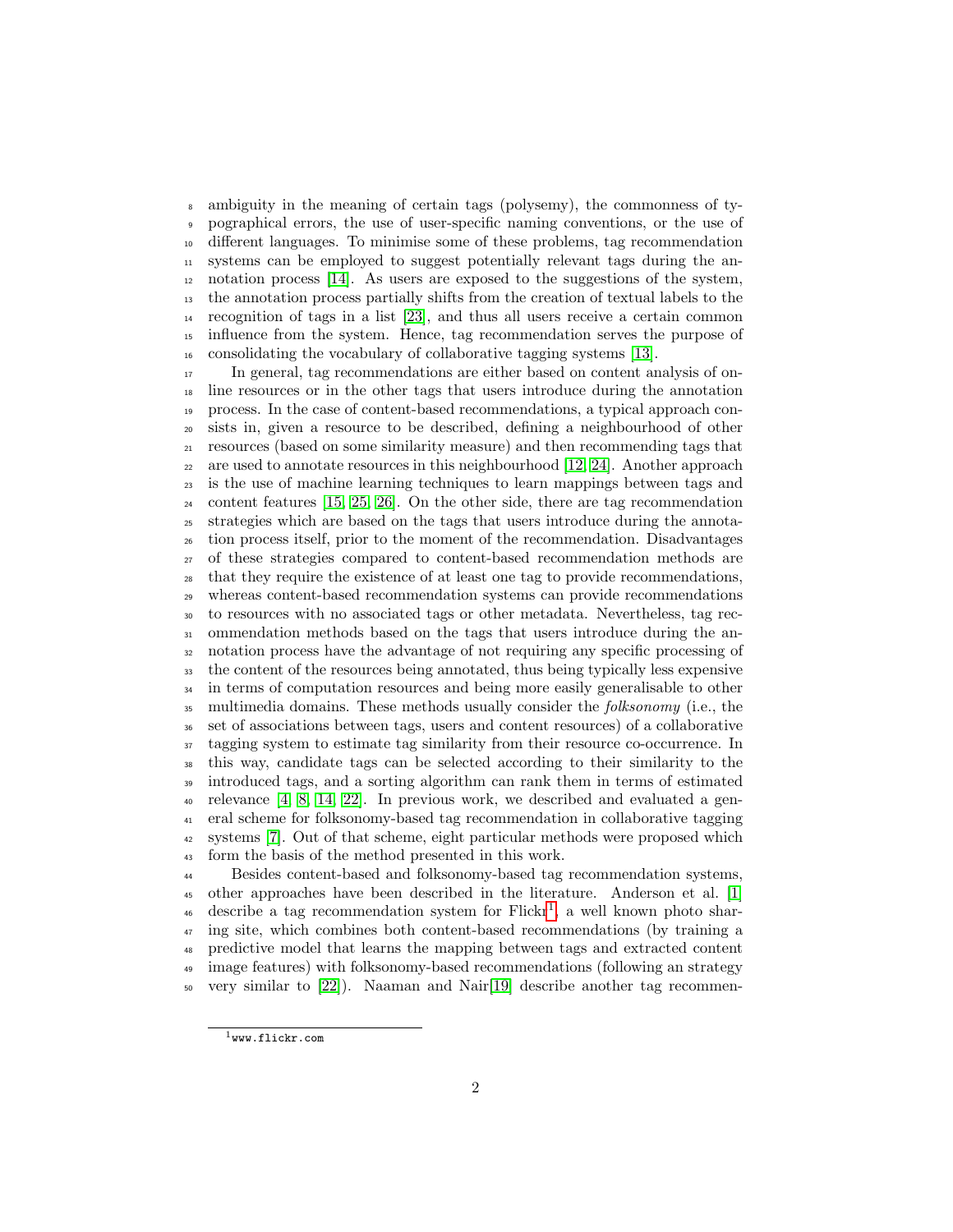ambiguity in the meaning of certain tags (polysemy), the commonness of typographical errors, the use of user-specific naming conventions, or the use of different languages. To minimise some of these problems, tag recommendation systems can be employed to suggest potentially relevant tags during the annotation process [14]. As users are exposed to the suggestions of the system, the annotation process partially shifts from the creation of textual labels to the recognition of tags in a list [23], and thus all users receive a certain common influence from the system. Hence, tag recommendation serves the purpose of consolidating the vocabulary of collaborative tagging systems [13].

In general, tag recommendations are either based on content analysis of online resources or in the other tags that users introduce during the annotation process. In the case of content-based recommendations, a typical approach consists in, given a resource to be described, defining a neighbourhood of other resources (based on some similarity measure) and then recommending tags that are used to annotate resources in this neighbourhood [12, 24]. Another approach is the use of machine learning techniques to learn mappings between tags and content features [15, 25, 26]. On the other side, there are tag recommendation strategies which are based on the tags that users introduce during the annotation process itself, prior to the moment of the recommendation. Disadvantages of these strategies compared to content-based recommendation methods are that they require the existence of at least one tag to provide recommendations, whereas content-based recommendation systems can provide recommendations to resources with no associated tags or other metadata. Nevertheless, tag recommendation methods based on the tags that users introduce during the annotation process have the advantage of not requiring any specific processing of the content of the resources being annotated, thus being typically less expensive in terms of computation resources and being more easily generalisable to other multimedia domains. These methods usually consider the *folksonomy* (i.e., the set of associations between tags, users and content resources) of a collaborative tagging system to estimate tag similarity from their resource co-occurrence. In this way, candidate tags can be selected according to their similarity to the introduced tags, and a sorting algorithm can rank them in terms of estimated relevance [4, 8, 14, 22]. In previous work, we described and evaluated a general scheme for folksonomy-based tag recommendation in collaborative tagging systems [7]. Out of that scheme, eight particular methods were proposed which form the basis of the method presented in this work.

Besides content-based and folksonomy-based tag recommendation systems, other approaches have been described in the literature. Anderson et al. [1] describe a tag recommendation system for Flickr[1], a well known photo sharing site, which combines both content-based recommendations (by training a predictive model that learns the mapping between tags and extracted content image features) with folksonomy-based recommendations (following an strategy very similar to [22]). Naaman and Nair[19] describe another tag recommen-

[1] www.flickr.com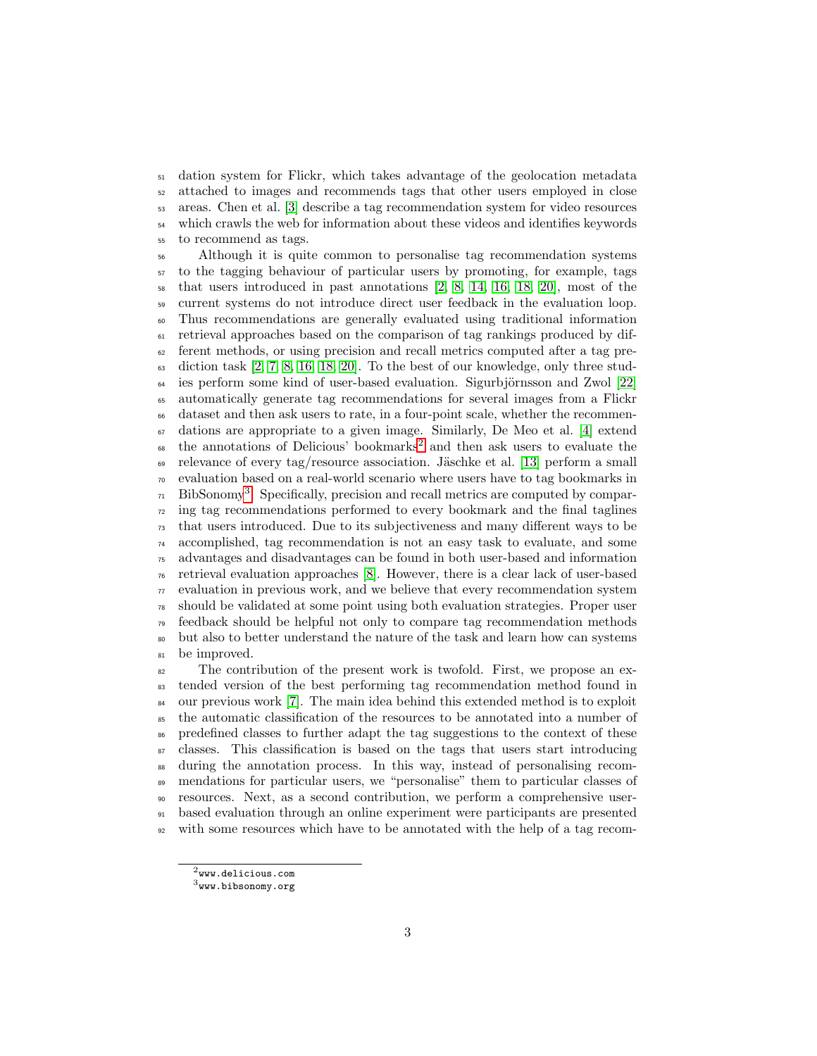dation system for Flickr, which takes advantage of the geolocation metadata attached to images and recommends tags that other users employed in close areas. Chen et al. [3] describe a tag recommendation system for video resources which crawls the web for information about these videos and identifies keywords to recommend as tags.

Although it is quite common to personalise tag recommendation systems to the tagging behaviour of particular users by promoting, for example, tags that users introduced in past annotations [2, 8, 14, 16, 18, 20], most of the current systems do not introduce direct user feedback in the evaluation loop. Thus recommendations are generally evaluated using traditional information retrieval approaches based on the comparison of tag rankings produced by different methods, or using precision and recall metrics computed after a tag prediction task [2, 7, 8, 16, 18, 20]. To the best of our knowledge, only three studies perform some kind of user-based evaluation. Sigurbjörnsson and Zwol [22] automatically generate tag recommendations for several images from a Flickr dataset and then ask users to rate, in a four-point scale, whether the recommendations are appropriate to a given image. Similarly, De Meo et al. [4] extend the annotations of Delicious' bookmarks[2] and then ask users to evaluate the relevance of every tag/resource association. Jäschke et al. [13] perform a small evaluation based on a real-world scenario where users have to tag bookmarks in BibSonomy[3]. Specifically, precision and recall metrics are computed by comparing tag recommendations performed to every bookmark and the final taglines that users introduced. Due to its subjectiveness and many different ways to be accomplished, tag recommendation is not an easy task to evaluate, and some advantages and disadvantages can be found in both user-based and information retrieval evaluation approaches [8]. However, there is a clear lack of user-based evaluation in previous work, and we believe that every recommendation system should be validated at some point using both evaluation strategies. Proper user feedback should be helpful not only to compare tag recommendation methods but also to better understand the nature of the task and learn how can systems be improved.

The contribution of the present work is twofold. First, we propose an extended version of the best performing tag recommendation method found in our previous work [7]. The main idea behind this extended method is to exploit the automatic classification of the resources to be annotated into a number of predefined classes to further adapt the tag suggestions to the context of these classes. This classification is based on the tags that users start introducing during the annotation process. In this way, instead of personalising recommendations for particular users, we "personalise" them to particular classes of resources. Next, as a second contribution, we perform a comprehensive user-based evaluation through an online experiment were participants are presented with some resources which have to be annotated with the help of a tag recom-

[2] www.delicious.com

[3] www.bibsonomy.org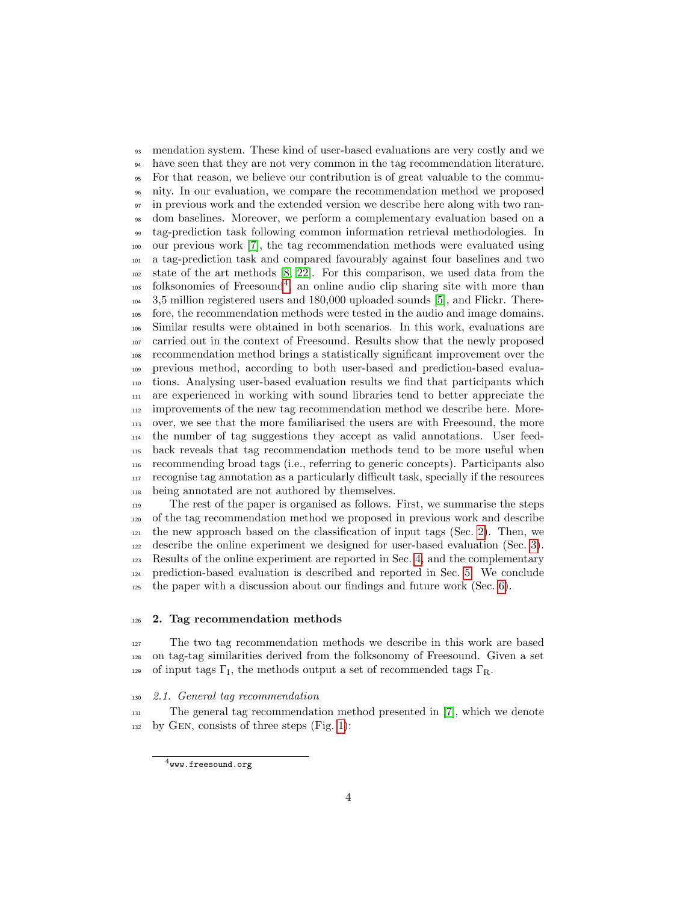mendation system. These kind of user-based evaluations are very costly and we have seen that they are not very common in the tag recommendation literature. For that reason, we believe our contribution is of great valuable to the community. In our evaluation, we compare the recommendation method we proposed in previous work and the extended version we describe here along with two random baselines. Moreover, we perform a complementary evaluation based on a tag-prediction task following common information retrieval methodologies. In our previous work [7], the tag recommendation methods were evaluated using a tag-prediction task and compared favourably against four baselines and two state of the art methods [8, 22]. For this comparison, we used data from the folksonomies of Freesound[4], an online audio clip sharing site with more than 3,5 million registered users and 180,000 uploaded sounds [5], and Flickr. Therefore, the recommendation methods were tested in the audio and image domains. Similar results were obtained in both scenarios. In this work, evaluations are carried out in the context of Freesound. Results show that the newly proposed recommendation method brings a statistically significant improvement over the previous method, according to both user-based and prediction-based evaluations. Analysing user-based evaluation results we find that participants which are experienced in working with sound libraries tend to better appreciate the improvements of the new tag recommendation method we describe here. Moreover, we see that the more familiarised the users are with Freesound, the more the number of tag suggestions they accept as valid annotations. User feedback reveals that tag recommendation methods tend to be more useful when recommending broad tags (i.e., referring to generic concepts). Participants also recognise tag annotation as a particularly difficult task, specially if the resources being annotated are not authored by themselves.

The rest of the paper is organised as follows. First, we summarise the steps of the tag recommendation method we proposed in previous work and describe the new approach based on the classification of input tags (Sec. 2). Then, we describe the online experiment we designed for user-based evaluation (Sec. 3). Results of the online experiment are reported in Sec. 4, and the complementary prediction-based evaluation is described and reported in Sec. 5. We conclude the paper with a discussion about our findings and future work (Sec. 6).

## 2. Tag recommendation methods

The two tag recommendation methods we describe in this work are based on tag-tag similarities derived from the folksonomy of Freesound. Given a set of input tags $\Gamma_{\text{I}}$, the methods output a set of recommended tags $\Gamma_{\text{R}}$.

### *2.1. General tag recommendation*

The general tag recommendation method presented in [7], which we denote by Gen, consists of three steps (Fig. 1):

[4] www.freesound.org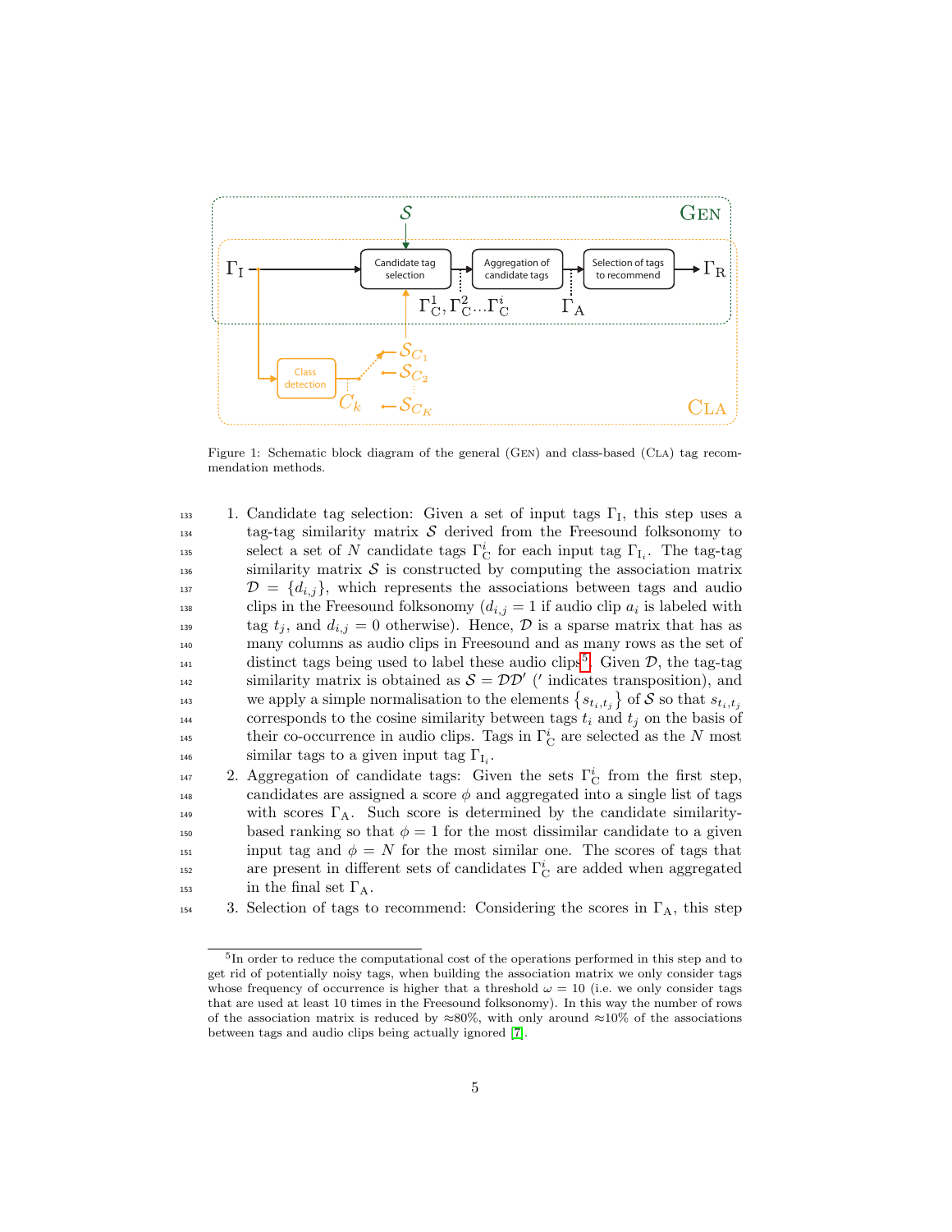Figure 1: Schematic block diagram of the general (Gen) and class-based (Cla) tag recommendation methods.

1. Candidate tag selection: Given a set of input tags $\Gamma_{\mathrm{I}}$, this step uses a tag-tag similarity matrix $\mathcal{S}$ derived from the Freesound folksonomy to select a set of $N$ candidate tags $\Gamma_{\mathrm{C}}^{i}$ for each input tag $\Gamma_{\mathrm{I}_i}$. The tag-tag similarity matrix $\mathcal{S}$ is constructed by computing the association matrix $\mathcal{D} = \{d_{i,j}\}$, which represents the associations between tags and audio clips in the Freesound folksonomy ($d_{i,j} = 1$ if audio clip $a_i$ is labeled with tag $t_j$, and $d_{i,j} = 0$ otherwise). Hence, $\mathcal{D}$ is a sparse matrix that has as many columns as audio clips in Freesound and as many rows as the set of distinct tags being used to label these audio clips[5]. Given $\mathcal{D}$, the tag-tag similarity matrix is obtained as $\mathcal{S} = \mathcal{D}\mathcal{D}'$ ($'$ indicates transposition), and we apply a simple normalisation to the elements $\left\{s_{t_i,t_j}\right\}$ of $\mathcal{S}$ so that $s_{t_i,t_j}$ corresponds to the cosine similarity between tags $t_i$ and $t_j$ on the basis of their co-occurrence in audio clips. Tags in $\Gamma_{\mathrm{C}}^{i}$ are selected as the $N$ most similar tags to a given input tag $\Gamma_{\mathrm{I}_i}$.
2. Aggregation of candidate tags: Given the sets $\Gamma_{\mathrm{C}}^{i}$ from the first step, candidates are assigned a score $\phi$ and aggregated into a single list of tags with scores $\Gamma_{\mathrm{A}}$. Such score is determined by the candidate similarity-based ranking so that $\phi = 1$ for the most dissimilar candidate to a given input tag and $\phi = N$ for the most similar one. The scores of tags that are present in different sets of candidates $\Gamma_{\mathrm{C}}^{i}$ are added when aggregated in the final set $\Gamma_{\mathrm{A}}$.
3. Selection of tags to recommend: Considering the scores in $\Gamma_{\mathrm{A}}$, this step

[5] In order to reduce the computational cost of the operations performed in this step and to get rid of potentially noisy tags, when building the association matrix we only consider tags whose frequency of occurrence is higher that a threshold $\omega = 10$ (i.e. we only consider tags that are used at least 10 times in the Freesound folksonomy). In this way the number of rows of the association matrix is reduced by ≈80%, with only around ≈10% of the associations between tags and audio clips being actually ignored [7].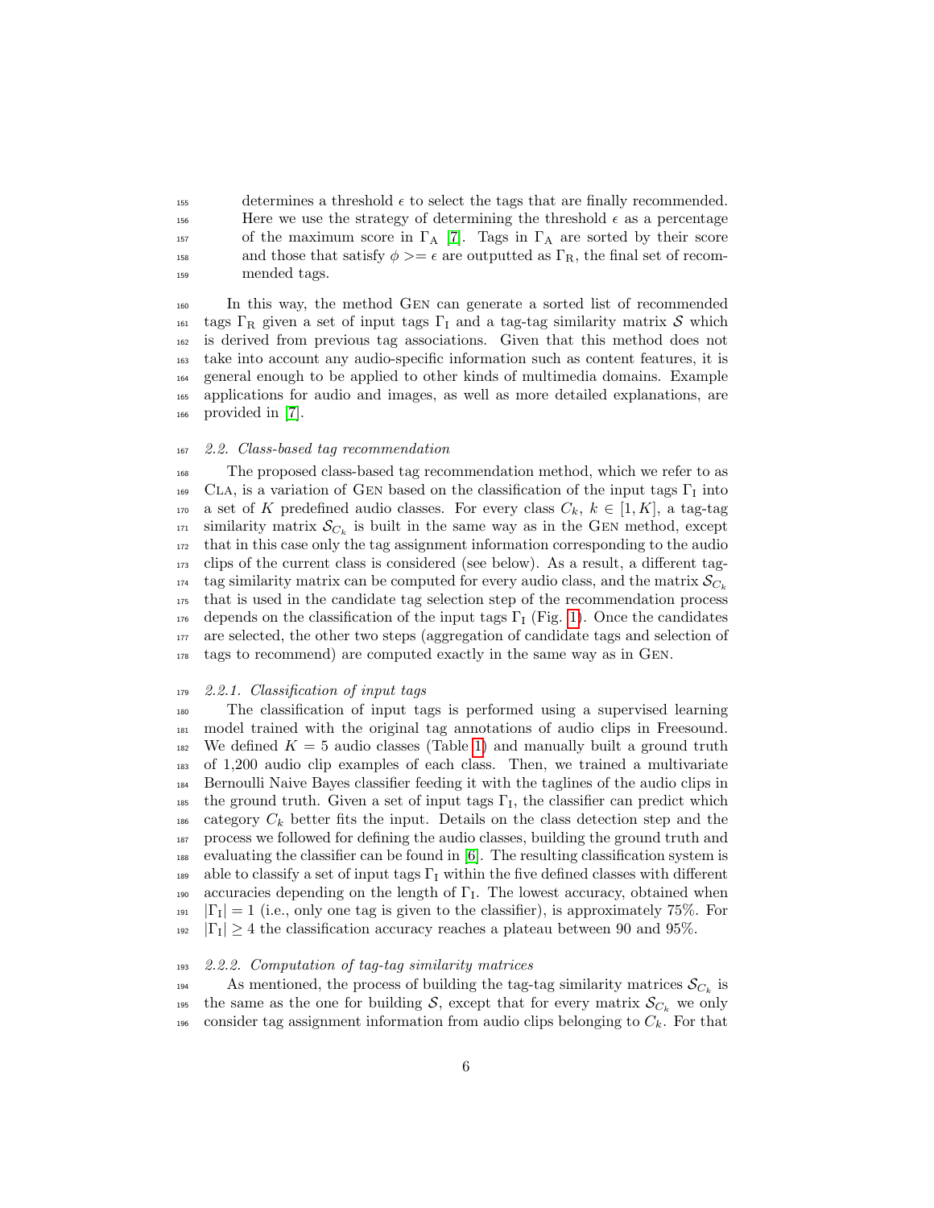determines a threshold $\epsilon$ to select the tags that are finally recommended. Here we use the strategy of determining the threshold $\epsilon$ as a percentage of the maximum score in $\Gamma_{\mathrm{A}}$ [7]. Tags in $\Gamma_{\mathrm{A}}$ are sorted by their score and those that satisfy $\phi >= \epsilon$ are outputted as $\Gamma_{\mathrm{R}}$, the final set of recommended tags.

In this way, the method GEN can generate a sorted list of recommended tags $\Gamma_{\mathrm{R}}$ given a set of input tags $\Gamma_{\mathrm{I}}$ and a tag-tag similarity matrix $\mathcal{S}$ which is derived from previous tag associations. Given that this method does not take into account any audio-specific information such as content features, it is general enough to be applied to other kinds of multimedia domains. Example applications for audio and images, as well as more detailed explanations, are provided in [7].

### 2.2. Class-based tag recommendation

The proposed class-based tag recommendation method, which we refer to as CLA, is a variation of GEN based on the classification of the input tags $\Gamma_{\mathrm{I}}$ into a set of $K$ predefined audio classes. For every class $C_k$, $k \in [1, K]$, a tag-tag similarity matrix $\mathcal{S}_{C_k}$ is built in the same way as in the GEN method, except that in this case only the tag assignment information corresponding to the audio clips of the current class is considered (see below). As a result, a different tag-tag similarity matrix can be computed for every audio class, and the matrix $\mathcal{S}_{C_k}$ that is used in the candidate tag selection step of the recommendation process depends on the classification of the input tags $\Gamma_{\mathrm{I}}$ (Fig. 1). Once the candidates are selected, the other two steps (aggregation of candidate tags and selection of tags to recommend) are computed exactly in the same way as in GEN.

#### 2.2.1. Classification of input tags

The classification of input tags is performed using a supervised learning model trained with the original tag annotations of audio clips in Freesound. We defined $K = 5$ audio classes (Table 1) and manually built a ground truth of 1,200 audio clip examples of each class. Then, we trained a multivariate Bernoulli Naive Bayes classifier feeding it with the taglines of the audio clips in the ground truth. Given a set of input tags $\Gamma_{\mathrm{I}}$, the classifier can predict which category $C_k$ better fits the input. Details on the class detection step and the process we followed for defining the audio classes, building the ground truth and evaluating the classifier can be found in [6]. The resulting classification system is able to classify a set of input tags $\Gamma_{\mathrm{I}}$ within the five defined classes with different accuracies depending on the length of $\Gamma_{\mathrm{I}}$. The lowest accuracy, obtained when $|\Gamma_{\mathrm{I}}| = 1$ (i.e., only one tag is given to the classifier), is approximately 75%. For $|\Gamma_{\mathrm{I}}| \geq 4$ the classification accuracy reaches a plateau between 90 and 95%.

#### 2.2.2. Computation of tag-tag similarity matrices

As mentioned, the process of building the tag-tag similarity matrices $\mathcal{S}_{C_k}$ is the same as the one for building $\mathcal{S}$, except that for every matrix $\mathcal{S}_{C_k}$ we only consider tag assignment information from audio clips belonging to $C_k$. For that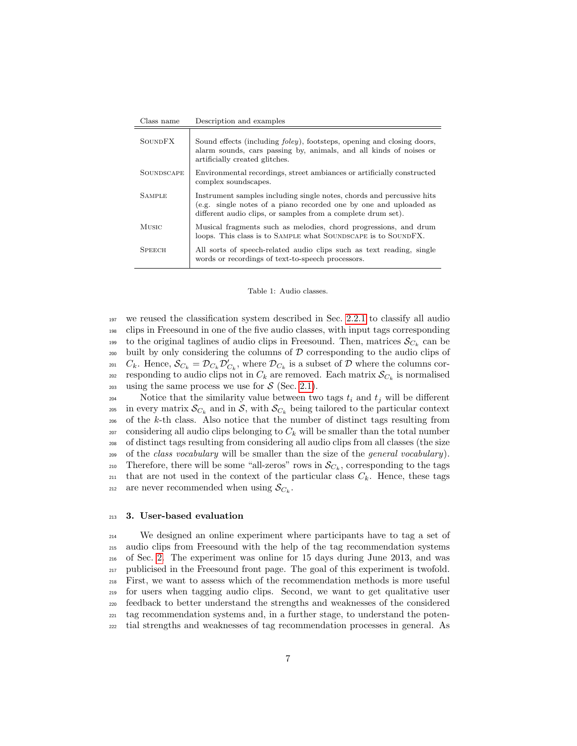| Class name | Description and examples |
|---|---|
| SoundFX | Sound effects (including *foley*), footsteps, opening and closing doors, alarm sounds, cars passing by, animals, and all kinds of noises or artificially created glitches. |
| Soundscape | Environmental recordings, street ambiances or artificially constructed complex soundscapes. |
| Sample | Instrument samples including single notes, chords and percussive hits (e.g. single notes of a piano recorded one by one and uploaded as different audio clips, or samples from a complete drum set). |
| Music | Musical fragments such as melodies, chord progressions, and drum loops. This class is to Sample what Soundscape is to SoundFX. |
| Speech | All sorts of speech-related audio clips such as text reading, single words or recordings of text-to-speech processors. |

Table 1: Audio classes.

we reused the classification system described in Sec. 2.2.1 to classify all audio clips in Freesound in one of the five audio classes, with input tags corresponding to the original taglines of audio clips in Freesound. Then, matrices $\mathcal{S}_{C_k}$ can be built by only considering the columns of $\mathcal{D}$ corresponding to the audio clips of $C_k$. Hence, $\mathcal{S}_{C_k} = \mathcal{D}_{C_k}\mathcal{D}'_{C_k}$, where $\mathcal{D}_{C_k}$ is a subset of $\mathcal{D}$ where the columns corresponding to audio clips not in $C_k$ are removed. Each matrix $\mathcal{S}_{C_k}$ is normalised using the same process we use for $\mathcal{S}$ (Sec. 2.1).

Notice that the similarity value between two tags $t_i$ and $t_j$ will be different in every matrix $\mathcal{S}_{C_k}$ and in $\mathcal{S}$, with $\mathcal{S}_{C_k}$ being tailored to the particular context of the $k$-th class. Also notice that the number of distinct tags resulting from considering all audio clips belonging to $C_k$ will be smaller than the total number of distinct tags resulting from considering all audio clips from all classes (the size of the *class vocabulary* will be smaller than the size of the *general vocabulary*). Therefore, there will be some "all-zeros" rows in $\mathcal{S}_{C_k}$, corresponding to the tags that are not used in the context of the particular class $C_k$. Hence, these tags are never recommended when using $\mathcal{S}_{C_k}$.

## 3. User-based evaluation

We designed an online experiment where participants have to tag a set of audio clips from Freesound with the help of the tag recommendation systems of Sec. 2. The experiment was online for 15 days during June 2013, and was publicised in the Freesound front page. The goal of this experiment is twofold. First, we want to assess which of the recommendation methods is more useful for users when tagging audio clips. Second, we want to get qualitative user feedback to better understand the strengths and weaknesses of the considered tag recommendation systems and, in a further stage, to understand the potential strengths and weaknesses of tag recommendation processes in general. As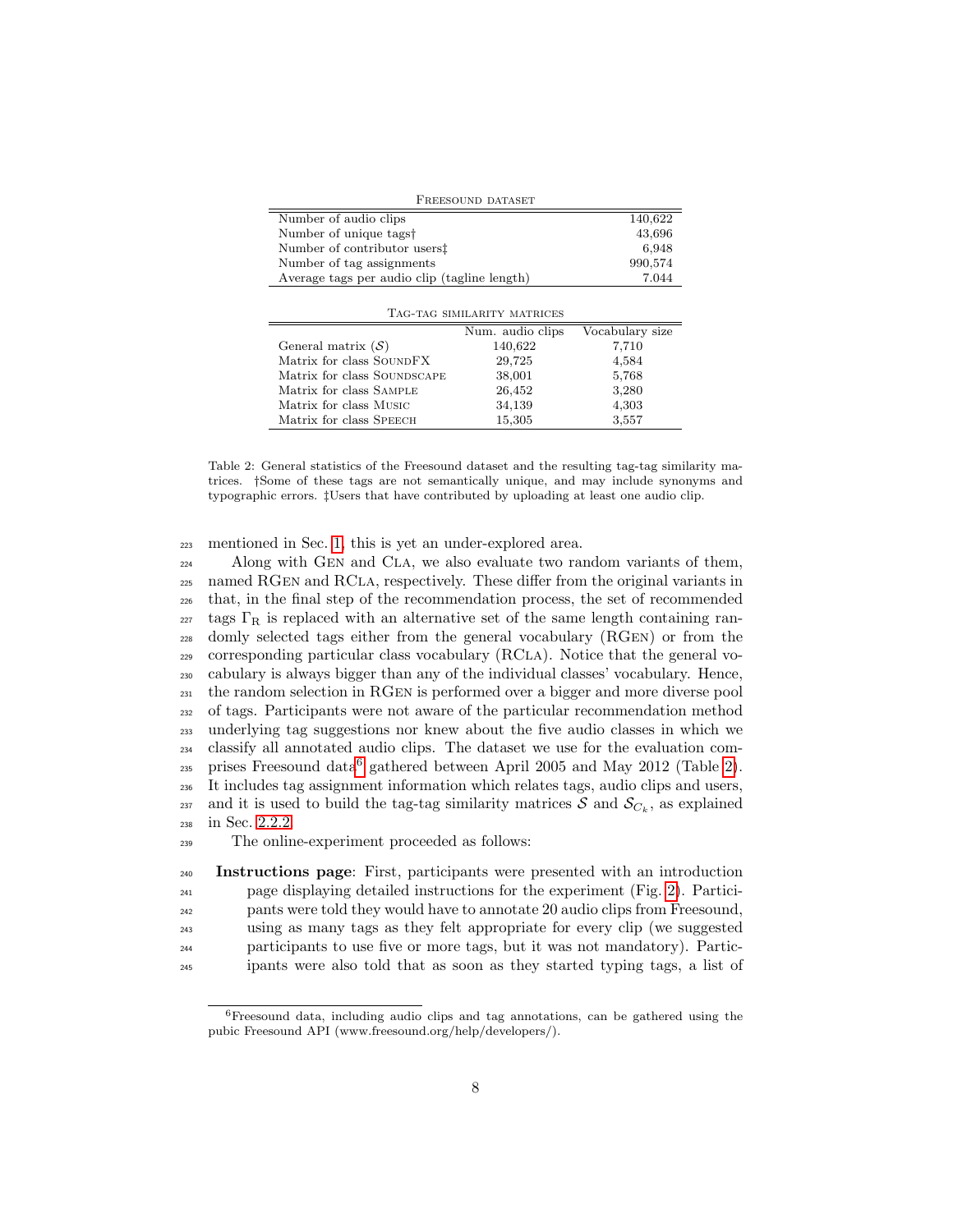| FREESOUND DATASET | |
|---|---:|
| Number of audio clips | 140,622 |
| Number of unique tags† | 43,696 |
| Number of contributor users‡ | 6,948 |
| Number of tag assignments | 990,574 |
| Average tags per audio clip (tagline length) | 7.044 |

| TAG-TAG SIMILARITY MATRICES | Num. audio clips | Vocabulary size |
|---|---:|---:|
| General matrix ($\mathcal{S}$) | 140,622 | 7,710 |
| Matrix for class SOUNDFX | 29,725 | 4,584 |
| Matrix for class SOUNDSCAPE | 38,001 | 5,768 |
| Matrix for class SAMPLE | 26,452 | 3,280 |
| Matrix for class MUSIC | 34,139 | 4,303 |
| Matrix for class SPEECH | 15,305 | 3,557 |

Table 2: General statistics of the Freesound dataset and the resulting tag-tag similarity matrices. †Some of these tags are not semantically unique, and may include synonyms and typographic errors. ‡Users that have contributed by uploading at least one audio clip.

mentioned in Sec. 1, this is yet an under-explored area.

Along with GEN and CLA, we also evaluate two random variants of them, named RGEN and RCLA, respectively. These differ from the original variants in that, in the final step of the recommendation process, the set of recommended tags $\Gamma_R$ is replaced with an alternative set of the same length containing randomly selected tags either from the general vocabulary (RGEN) or from the corresponding particular class vocabulary (RCLA). Notice that the general vocabulary is always bigger than any of the individual classes' vocabulary. Hence, the random selection in RGEN is performed over a bigger and more diverse pool of tags. Participants were not aware of the particular recommendation method underlying tag suggestions nor knew about the five audio classes in which we classify all annotated audio clips. The dataset we use for the evaluation comprises Freesound data[6] gathered between April 2005 and May 2012 (Table 2). It includes tag assignment information which relates tags, audio clips and users, and it is used to build the tag-tag similarity matrices $\mathcal{S}$ and $\mathcal{S}_{C_k}$, as explained in Sec. 2.2.2.

The online-experiment proceeded as follows:

**Instructions page**: First, participants were presented with an introduction page displaying detailed instructions for the experiment (Fig. 2). Participants were told they would have to annotate 20 audio clips from Freesound, using as many tags as they felt appropriate for every clip (we suggested participants to use five or more tags, but it was not mandatory). Participants were also told that as soon as they started typing tags, a list of

[6] Freesound data, including audio clips and tag annotations, can be gathered using the pubic Freesound API (www.freesound.org/help/developers/).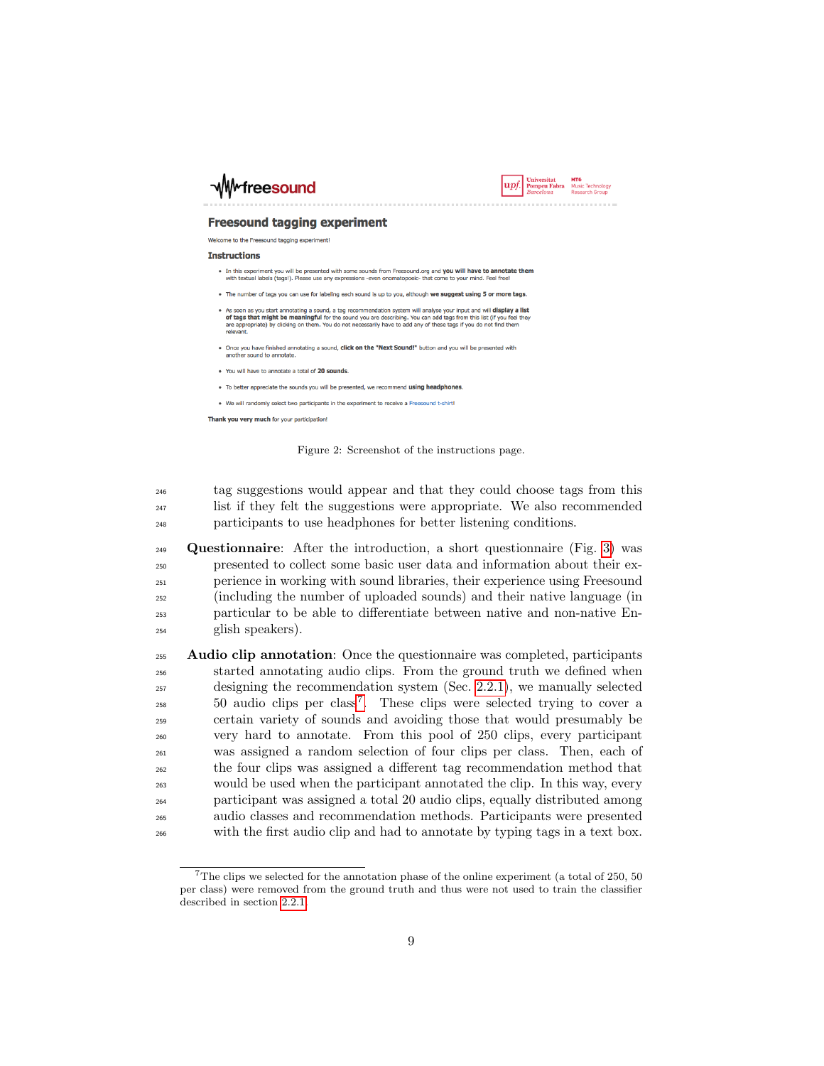Figure 2: Screenshot of the instructions page.

tag suggestions would appear and that they could choose tags from this list if they felt the suggestions were appropriate. We also recommended participants to use headphones for better listening conditions.

**Questionnaire**: After the introduction, a short questionnaire (Fig. 3) was presented to collect some basic user data and information about their experience in working with sound libraries, their experience using Freesound (including the number of uploaded sounds) and their native language (in particular to be able to differentiate between native and non-native English speakers).

**Audio clip annotation**: Once the questionnaire was completed, participants started annotating audio clips. From the ground truth we defined when designing the recommendation system (Sec. 2.2.1), we manually selected 50 audio clips per class[7]. These clips were selected trying to cover a certain variety of sounds and avoiding those that would presumably be very hard to annotate. From this pool of 250 clips, every participant was assigned a random selection of four clips per class. Then, each of the four clips was assigned a different tag recommendation method that would be used when the participant annotated the clip. In this way, every participant was assigned a total 20 audio clips, equally distributed among audio classes and recommendation methods. Participants were presented with the first audio clip and had to annotate by typing tags in a text box.

[7] The clips we selected for the annotation phase of the online experiment (a total of 250, 50 per class) were removed from the ground truth and thus were not used to train the classifier described in section 2.2.1.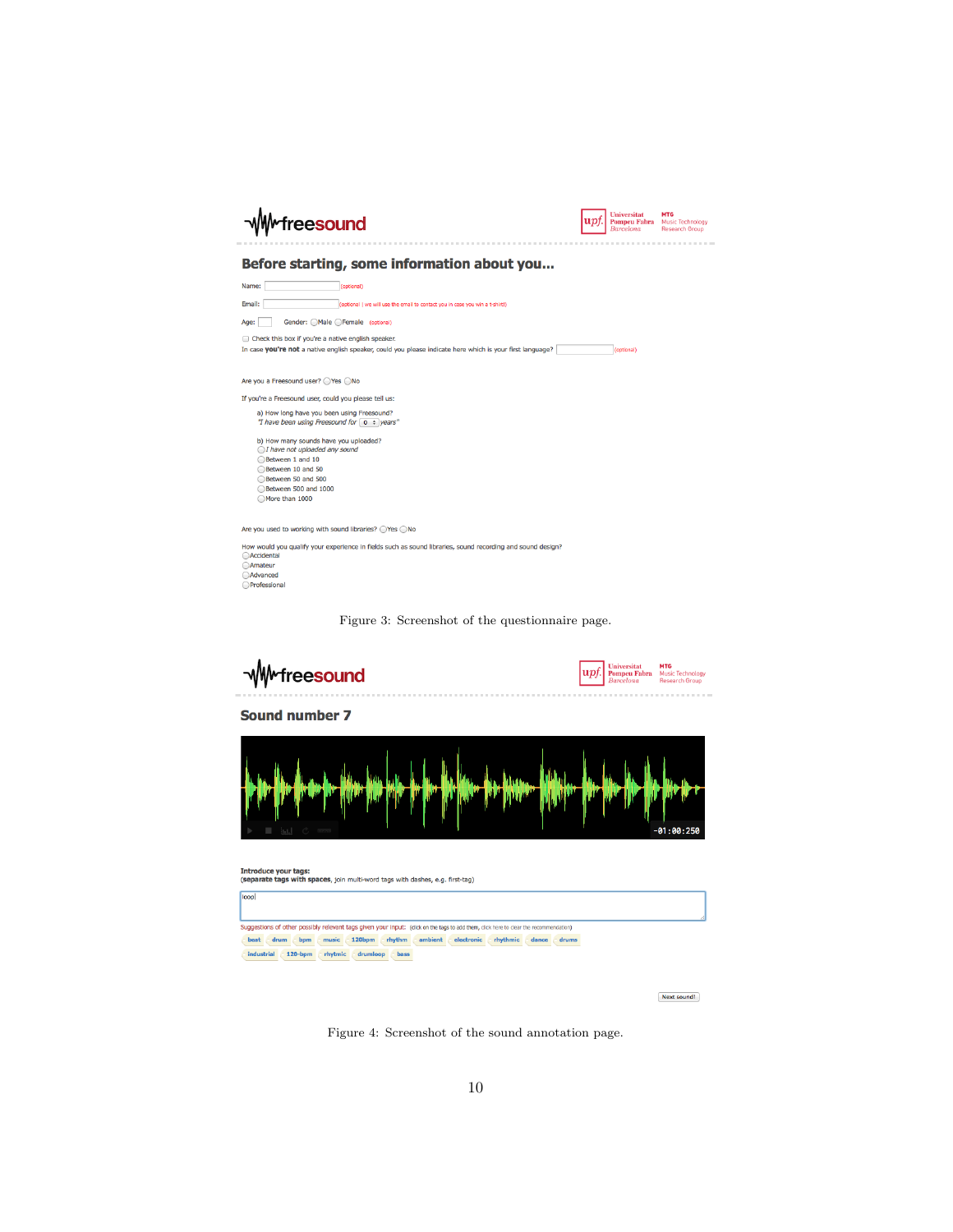Figure 3: Screenshot of the questionnaire page.

Figure 4: Screenshot of the sound annotation page.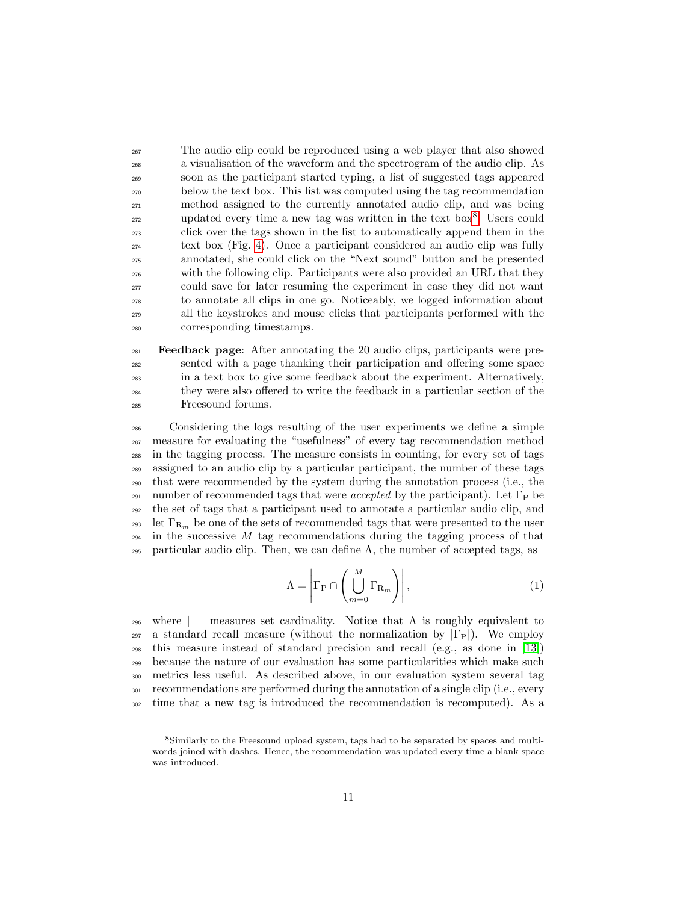The audio clip could be reproduced using a web player that also showed a visualisation of the waveform and the spectrogram of the audio clip. As soon as the participant started typing, a list of suggested tags appeared below the text box. This list was computed using the tag recommendation method assigned to the currently annotated audio clip, and was being updated every time a new tag was written in the text box[8]. Users could click over the tags shown in the list to automatically append them in the text box (Fig. 4). Once a participant considered an audio clip was fully annotated, she could click on the "Next sound" button and be presented with the following clip. Participants were also provided an URL that they could save for later resuming the experiment in case they did not want to annotate all clips in one go. Noticeably, we logged information about all the keystrokes and mouse clicks that participants performed with the corresponding timestamps.

**Feedback page**: After annotating the 20 audio clips, participants were presented with a page thanking their participation and offering some space in a text box to give some feedback about the experiment. Alternatively, they were also offered to write the feedback in a particular section of the Freesound forums.

Considering the logs resulting of the user experiments we define a simple measure for evaluating the "usefulness" of every tag recommendation method in the tagging process. The measure consists in counting, for every set of tags assigned to an audio clip by a particular participant, the number of these tags that were recommended by the system during the annotation process (i.e., the number of recommended tags that were *accepted* by the participant). Let $\Gamma_{\mathrm{P}}$ be the set of tags that a participant used to annotate a particular audio clip, and let $\Gamma_{\mathrm{R}_m}$ be one of the sets of recommended tags that were presented to the user in the successive $M$ tag recommendations during the tagging process of that particular audio clip. Then, we can define $\Lambda$, the number of accepted tags, as

$$\Lambda = \left| \Gamma_{\mathrm{P}} \cap \left( \bigcup_{m=0}^{M} \Gamma_{\mathrm{R}_m} \right) \right|, \tag{1}$$

where $|\ \ |$ measures set cardinality. Notice that $\Lambda$ is roughly equivalent to a standard recall measure (without the normalization by $|\Gamma_{\mathrm{P}}|$). We employ this measure instead of standard precision and recall (e.g., as done in [13]) because the nature of our evaluation has some particularities which make such metrics less useful. As described above, in our evaluation system several tag recommendations are performed during the annotation of a single clip (i.e., every time that a new tag is introduced the recommendation is recomputed). As a

[8]Similarly to the Freesound upload system, tags had to be separated by spaces and multiwords joined with dashes. Hence, the recommendation was updated every time a blank space was introduced.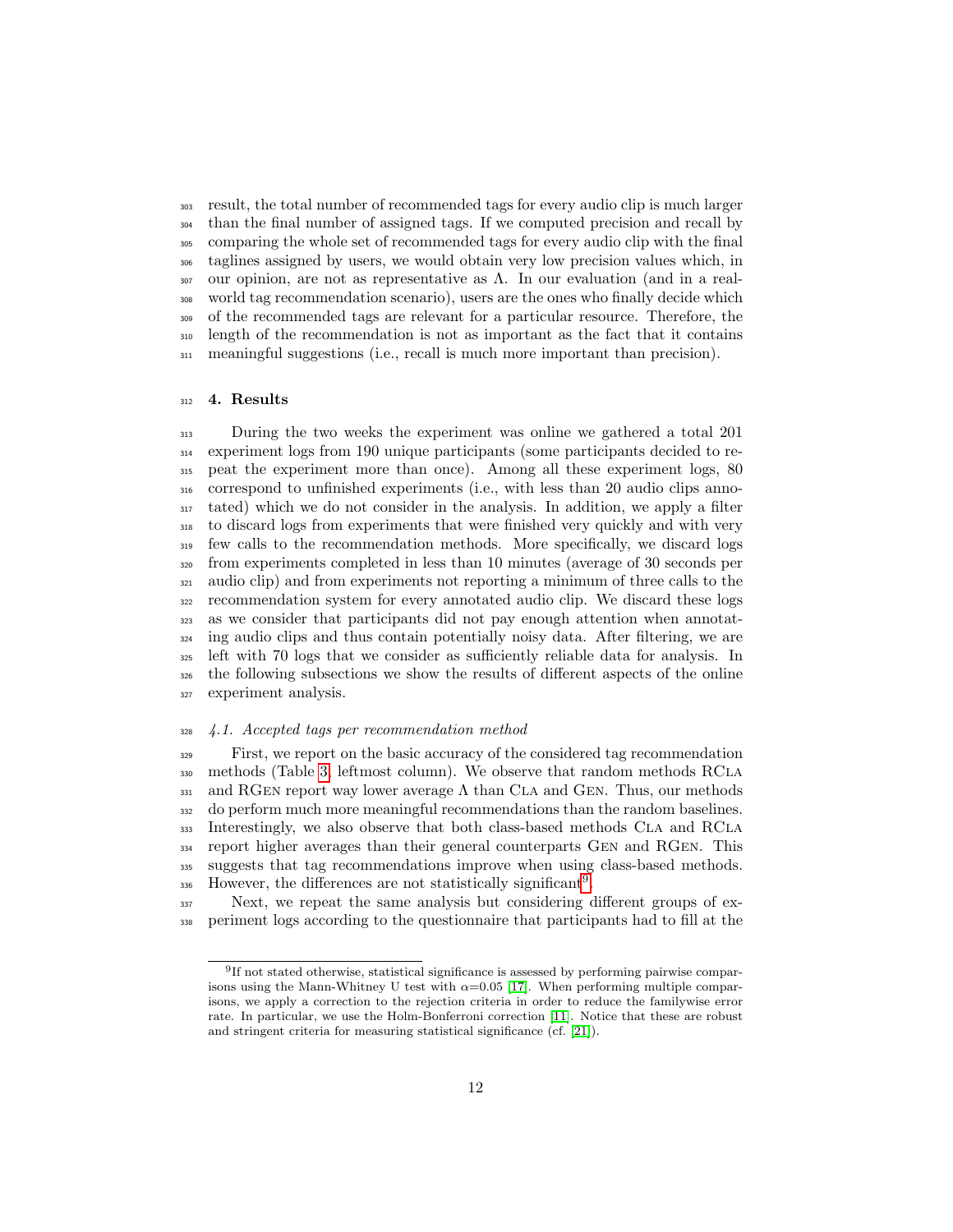result, the total number of recommended tags for every audio clip is much larger than the final number of assigned tags. If we computed precision and recall by comparing the whole set of recommended tags for every audio clip with the final taglines assigned by users, we would obtain very low precision values which, in our opinion, are not as representative as $\Lambda$. In our evaluation (and in a real-world tag recommendation scenario), users are the ones who finally decide which of the recommended tags are relevant for a particular resource. Therefore, the length of the recommendation is not as important as the fact that it contains meaningful suggestions (i.e., recall is much more important than precision).

## 4. Results

During the two weeks the experiment was online we gathered a total 201 experiment logs from 190 unique participants (some participants decided to repeat the experiment more than once). Among all these experiment logs, 80 correspond to unfinished experiments (i.e., with less than 20 audio clips annotated) which we do not consider in the analysis. In addition, we apply a filter to discard logs from experiments that were finished very quickly and with very few calls to the recommendation methods. More specifically, we discard logs from experiments completed in less than 10 minutes (average of 30 seconds per audio clip) and from experiments not reporting a minimum of three calls to the recommendation system for every annotated audio clip. We discard these logs as we consider that participants did not pay enough attention when annotating audio clips and thus contain potentially noisy data. After filtering, we are left with 70 logs that we consider as sufficiently reliable data for analysis. In the following subsections we show the results of different aspects of the online experiment analysis.

### *4.1. Accepted tags per recommendation method*

First, we report on the basic accuracy of the considered tag recommendation methods (Table 3, leftmost column). We observe that random methods RCla and RGen report way lower average $\Lambda$ than Cla and Gen. Thus, our methods do perform much more meaningful recommendations than the random baselines. Interestingly, we also observe that both class-based methods Cla and RCla report higher averages than their general counterparts Gen and RGen. This suggests that tag recommendations improve when using class-based methods. However, the differences are not statistically significant[9].

Next, we repeat the same analysis but considering different groups of experiment logs according to the questionnaire that participants had to fill at the

[9] If not stated otherwise, statistical significance is assessed by performing pairwise comparisons using the Mann-Whitney U test with $\alpha$=0.05 [17]. When performing multiple comparisons, we apply a correction to the rejection criteria in order to reduce the familywise error rate. In particular, we use the Holm-Bonferroni correction [11]. Notice that these are robust and stringent criteria for measuring statistical significance (cf. [21]).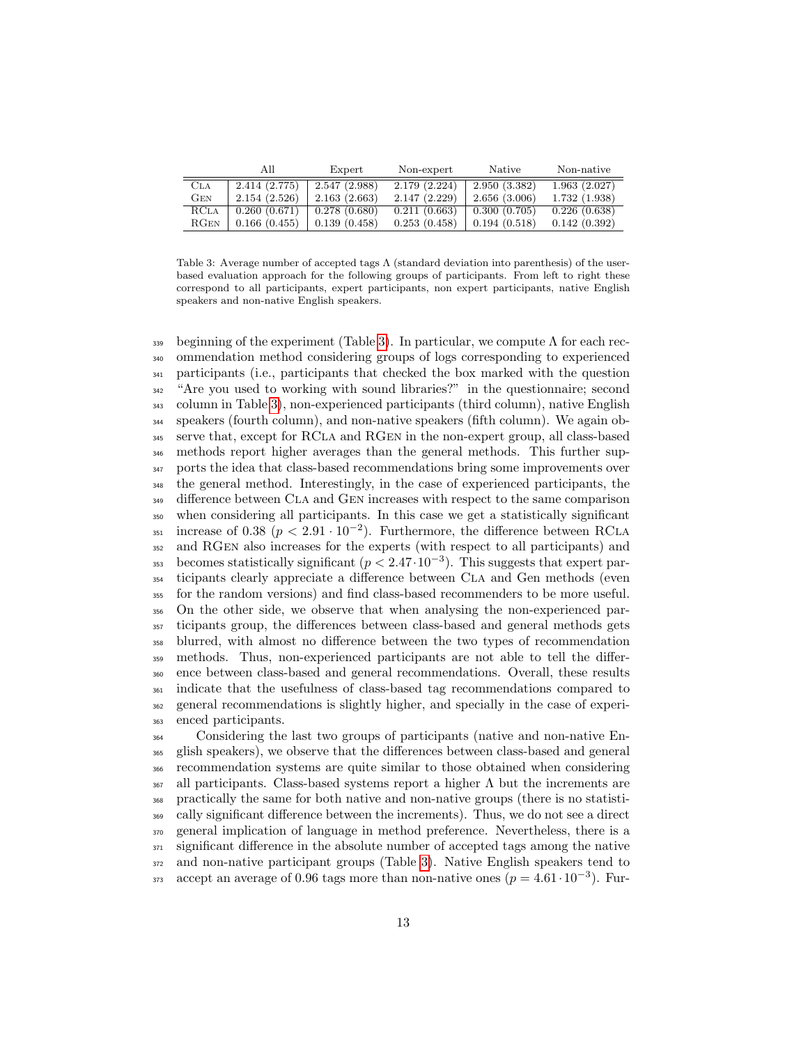|  | All | Expert | Non-expert | Native | Non-native |
|---|---|---|---|---|---|
| Cla | 2.414 (2.775) | 2.547 (2.988) | 2.179 (2.224) | 2.950 (3.382) | 1.963 (2.027) |
| Gen | 2.154 (2.526) | 2.163 (2.663) | 2.147 (2.229) | 2.656 (3.006) | 1.732 (1.938) |
| RCla | 0.260 (0.671) | 0.278 (0.680) | 0.211 (0.663) | 0.300 (0.705) | 0.226 (0.638) |
| RGen | 0.166 (0.455) | 0.139 (0.458) | 0.253 (0.458) | 0.194 (0.518) | 0.142 (0.392) |

Table 3: Average number of accepted tags $\Lambda$ (standard deviation into parenthesis) of the user-based evaluation approach for the following groups of participants. From left to right these correspond to all participants, expert participants, non expert participants, native English speakers and non-native English speakers.

beginning of the experiment (Table 3). In particular, we compute $\Lambda$ for each recommendation method considering groups of logs corresponding to experienced participants (i.e., participants that checked the box marked with the question "Are you used to working with sound libraries?" in the questionnaire; second column in Table 3), non-experienced participants (third column), native English speakers (fourth column), and non-native speakers (fifth column). We again observe that, except for RCla and RGen in the non-expert group, all class-based methods report higher averages than the general methods. This further supports the idea that class-based recommendations bring some improvements over the general method. Interestingly, in the case of experienced participants, the difference between Cla and Gen increases with respect to the same comparison when considering all participants. In this case we get a statistically significant increase of 0.38 ($p < 2.91 \cdot 10^{-2}$). Furthermore, the difference between RCla and RGen also increases for the experts (with respect to all participants) and becomes statistically significant ($p < 2.47 \cdot 10^{-3}$). This suggests that expert participants clearly appreciate a difference between Cla and Gen methods (even for the random versions) and find class-based recommenders to be more useful. On the other side, we observe that when analysing the non-experienced participants group, the differences between class-based and general methods gets blurred, with almost no difference between the two types of recommendation methods. Thus, non-experienced participants are not able to tell the difference between class-based and general recommendations. Overall, these results indicate that the usefulness of class-based tag recommendations compared to general recommendations is slightly higher, and specially in the case of experienced participants.

Considering the last two groups of participants (native and non-native English speakers), we observe that the differences between class-based and general recommendation systems are quite similar to those obtained when considering all participants. Class-based systems report a higher $\Lambda$ but the increments are practically the same for both native and non-native groups (there is no statistically significant difference between the increments). Thus, we do not see a direct general implication of language in method preference. Nevertheless, there is a significant difference in the absolute number of accepted tags among the native and non-native participant groups (Table 3). Native English speakers tend to accept an average of 0.96 tags more than non-native ones ($p = 4.61 \cdot 10^{-3}$). Fur-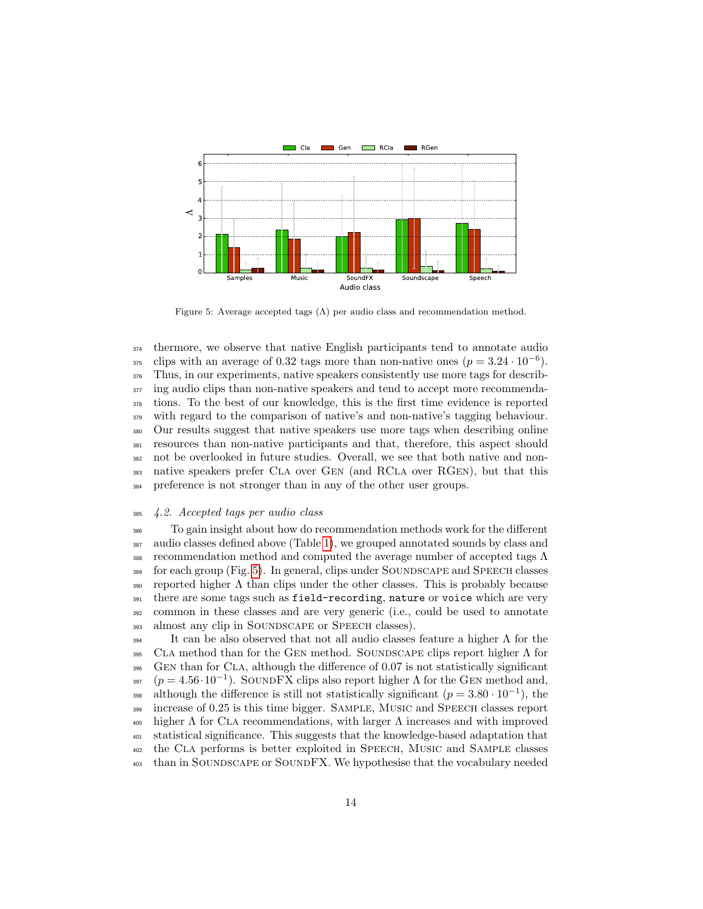Figure 5: Average accepted tags (Λ) per audio class and recommendation method.

thermore, we observe that native English participants tend to annotate audio clips with an average of 0.32 tags more than non-native ones ($p = 3.24 \cdot 10^{-6}$). Thus, in our experiments, native speakers consistently use more tags for describing audio clips than non-native speakers and tend to accept more recommendations. To the best of our knowledge, this is the first time evidence is reported with regard to the comparison of native's and non-native's tagging behaviour. Our results suggest that native speakers use more tags when describing online resources than non-native participants and that, therefore, this aspect should not be overlooked in future studies. Overall, we see that both native and non-native speakers prefer Cla over Gen (and RCla over RGen), but that this preference is not stronger than in any of the other user groups.

### *4.2. Accepted tags per audio class*

To gain insight about how do recommendation methods work for the different audio classes defined above (Table 1), we grouped annotated sounds by class and recommendation method and computed the average number of accepted tags Λ for each group (Fig. 5). In general, clips under Soundscape and Speech classes reported higher Λ than clips under the other classes. This is probably because there are some tags such as `field-recording`, `nature` or `voice` which are very common in these classes and are very generic (i.e., could be used to annotate almost any clip in Soundscape or Speech classes).

It can be also observed that not all audio classes feature a higher Λ for the Cla method than for the Gen method. Soundscape clips report higher Λ for Gen than for Cla, although the difference of 0.07 is not statistically significant ($p = 4.56 \cdot 10^{-1}$). SoundFX clips also report higher Λ for the Gen method and, although the difference is still not statistically significant ($p = 3.80 \cdot 10^{-1}$), the increase of 0.25 is this time bigger. Sample, Music and Speech classes report higher Λ for Cla recommendations, with larger Λ increases and with improved statistical significance. This suggests that the knowledge-based adaptation that the Cla performs is better exploited in Speech, Music and Sample classes than in Soundscape or SoundFX. We hypothesise that the vocabulary needed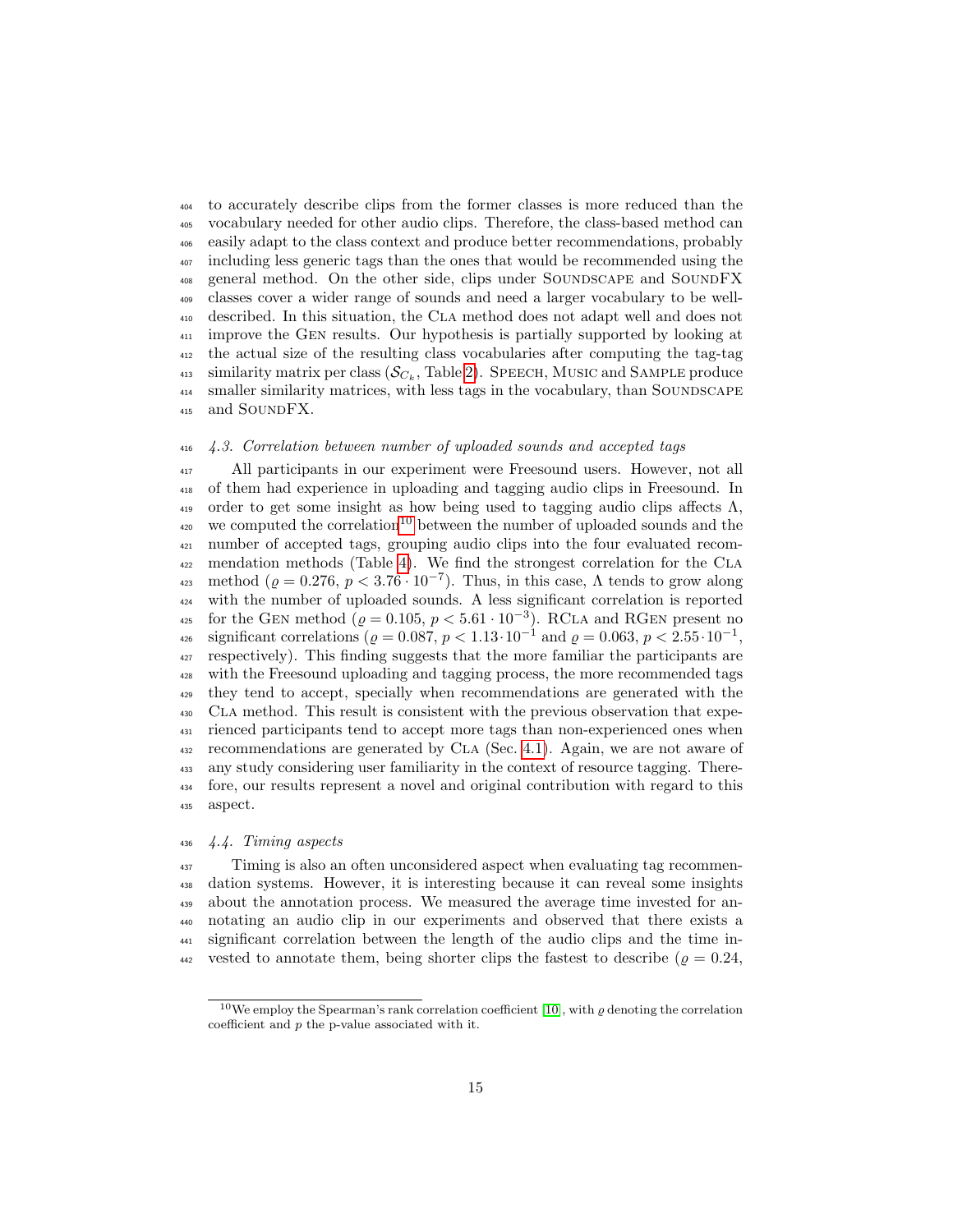to accurately describe clips from the former classes is more reduced than the vocabulary needed for other audio clips. Therefore, the class-based method can easily adapt to the class context and produce better recommendations, probably including less generic tags than the ones that would be recommended using the general method. On the other side, clips under Soundscape and SoundFX classes cover a wider range of sounds and need a larger vocabulary to be well-described. In this situation, the Cla method does not adapt well and does not improve the Gen results. Our hypothesis is partially supported by looking at the actual size of the resulting class vocabularies after computing the tag-tag similarity matrix per class ($\mathcal{S}_{C_k}$, Table 2). Speech, Music and Sample produce smaller similarity matrices, with less tags in the vocabulary, than Soundscape and SoundFX.

### *4.3. Correlation between number of uploaded sounds and accepted tags*

All participants in our experiment were Freesound users. However, not all of them had experience in uploading and tagging audio clips in Freesound. In order to get some insight as how being used to tagging audio clips affects $\Lambda$, we computed the correlation[10] between the number of uploaded sounds and the number of accepted tags, grouping audio clips into the four evaluated recommendation methods (Table 4). We find the strongest correlation for the Cla method ($\varrho = 0.276$, $p < 3.76 \cdot 10^{-7}$). Thus, in this case, $\Lambda$ tends to grow along with the number of uploaded sounds. A less significant correlation is reported for the Gen method ($\varrho = 0.105$, $p < 5.61 \cdot 10^{-3}$). RCla and RGen present no significant correlations ($\varrho = 0.087$, $p < 1.13 \cdot 10^{-1}$ and $\varrho = 0.063$, $p < 2.55 \cdot 10^{-1}$, respectively). This finding suggests that the more familiar the participants are with the Freesound uploading and tagging process, the more recommended tags they tend to accept, specially when recommendations are generated with the Cla method. This result is consistent with the previous observation that experienced participants tend to accept more tags than non-experienced ones when recommendations are generated by Cla (Sec. 4.1). Again, we are not aware of any study considering user familiarity in the context of resource tagging. Therefore, our results represent a novel and original contribution with regard to this aspect.

### *4.4. Timing aspects*

Timing is also an often unconsidered aspect when evaluating tag recommendation systems. However, it is interesting because it can reveal some insights about the annotation process. We measured the average time invested for annotating an audio clip in our experiments and observed that there exists a significant correlation between the length of the audio clips and the time invested to annotate them, being shorter clips the fastest to describe ($\varrho = 0.24$,

[10] We employ the Spearman's rank correlation coefficient [10], with $\varrho$ denoting the correlation coefficient and $p$ the p-value associated with it.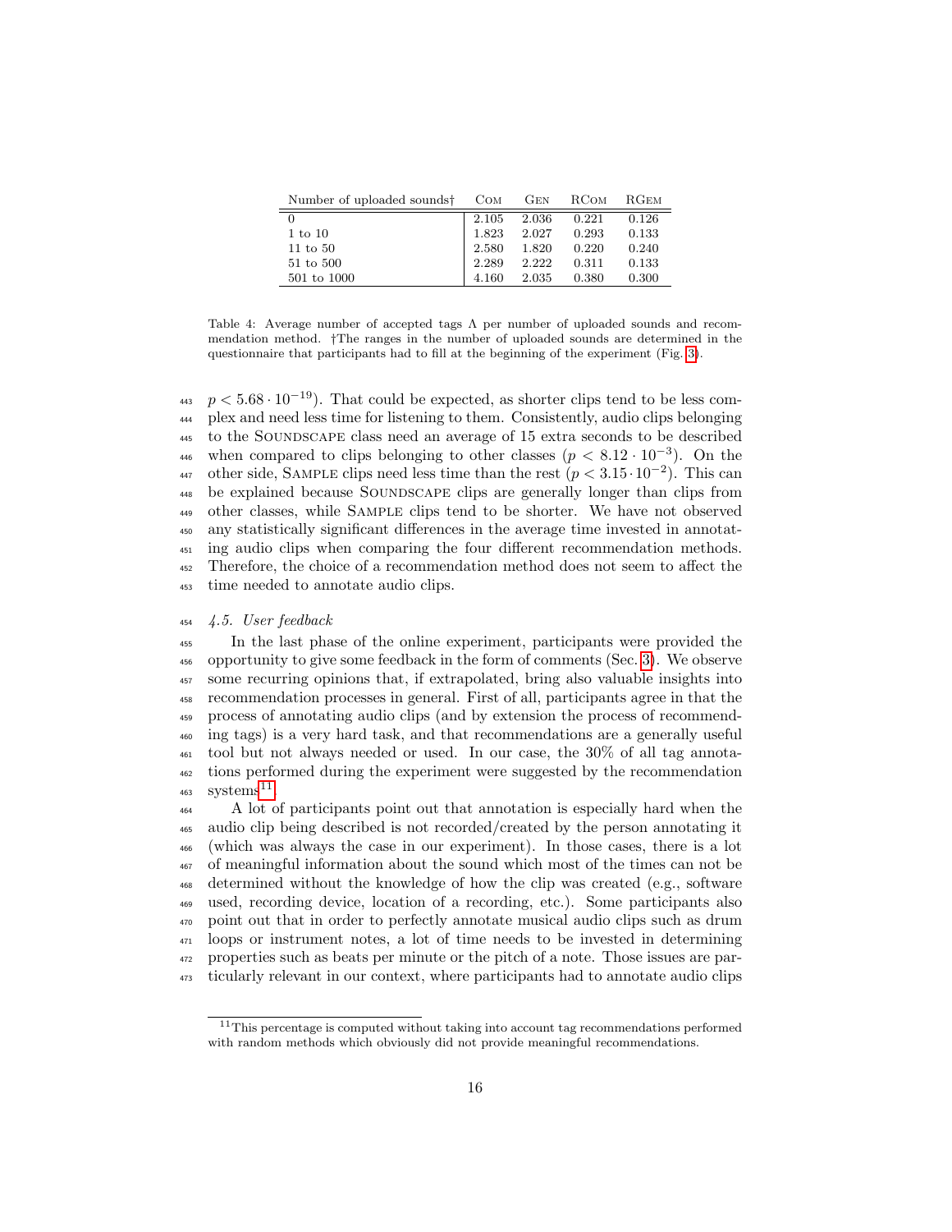| Number of uploaded sounds† | Com | Gen | RCom | RGem |
|---|---|---|---|---|
| 0 | 2.105 | 2.036 | 0.221 | 0.126 |
| 1 to 10 | 1.823 | 2.027 | 0.293 | 0.133 |
| 11 to 50 | 2.580 | 1.820 | 0.220 | 0.240 |
| 51 to 500 | 2.289 | 2.222 | 0.311 | 0.133 |
| 501 to 1000 | 4.160 | 2.035 | 0.380 | 0.300 |

Table 4: Average number of accepted tags $\Lambda$ per number of uploaded sounds and recommendation method. †The ranges in the number of uploaded sounds are determined in the questionnaire that participants had to fill at the beginning of the experiment (Fig. 3).

$p < 5.68 \cdot 10^{-19}$). That could be expected, as shorter clips tend to be less complex and need less time for listening to them. Consistently, audio clips belonging to the Soundscape class need an average of 15 extra seconds to be described when compared to clips belonging to other classes ($p < 8.12 \cdot 10^{-3}$). On the other side, Sample clips need less time than the rest ($p < 3.15 \cdot 10^{-2}$). This can be explained because Soundscape clips are generally longer than clips from other classes, while Sample clips tend to be shorter. We have not observed any statistically significant differences in the average time invested in annotating audio clips when comparing the four different recommendation methods. Therefore, the choice of a recommendation method does not seem to affect the time needed to annotate audio clips.

### *4.5. User feedback*

In the last phase of the online experiment, participants were provided the opportunity to give some feedback in the form of comments (Sec. 3). We observe some recurring opinions that, if extrapolated, bring also valuable insights into recommendation processes in general. First of all, participants agree in that the process of annotating audio clips (and by extension the process of recommending tags) is a very hard task, and that recommendations are a generally useful tool but not always needed or used. In our case, the 30% of all tag annotations performed during the experiment were suggested by the recommendation systems[11].

A lot of participants point out that annotation is especially hard when the audio clip being described is not recorded/created by the person annotating it (which was always the case in our experiment). In those cases, there is a lot of meaningful information about the sound which most of the times can not be determined without the knowledge of how the clip was created (e.g., software used, recording device, location of a recording, etc.). Some participants also point out that in order to perfectly annotate musical audio clips such as drum loops or instrument notes, a lot of time needs to be invested in determining properties such as beats per minute or the pitch of a note. Those issues are particularly relevant in our context, where participants had to annotate audio clips

[11] This percentage is computed without taking into account tag recommendations performed with random methods which obviously did not provide meaningful recommendations.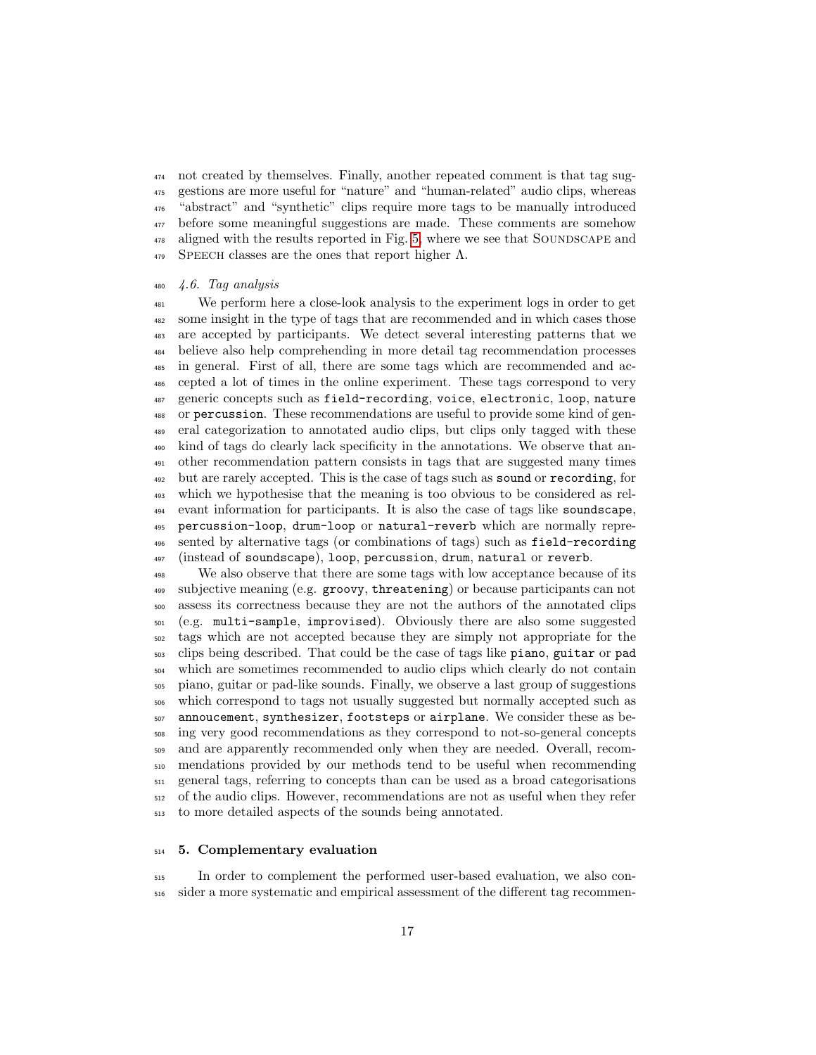not created by themselves. Finally, another repeated comment is that tag suggestions are more useful for "nature" and "human-related" audio clips, whereas "abstract" and "synthetic" clips require more tags to be manually introduced before some meaningful suggestions are made. These comments are somehow aligned with the results reported in Fig. 5, where we see that Soundscape and Speech classes are the ones that report higher $\Lambda$.

### *4.6. Tag analysis*

We perform here a close-look analysis to the experiment logs in order to get some insight in the type of tags that are recommended and in which cases those are accepted by participants. We detect several interesting patterns that we believe also help comprehending in more detail tag recommendation processes in general. First of all, there are some tags which are recommended and accepted a lot of times in the online experiment. These tags correspond to very generic concepts such as `field-recording`, `voice`, `electronic`, `loop`, `nature` or `percussion`. These recommendations are useful to provide some kind of general categorization to annotated audio clips, but clips only tagged with these kind of tags do clearly lack specificity in the annotations. We observe that another recommendation pattern consists in tags that are suggested many times but are rarely accepted. This is the case of tags such as `sound` or `recording`, for which we hypothesise that the meaning is too obvious to be considered as relevant information for participants. It is also the case of tags like `soundscape`, `percussion-loop`, `drum-loop` or `natural-reverb` which are normally represented by alternative tags (or combinations of tags) such as `field-recording` (instead of `soundscape`), `loop`, `percussion`, `drum`, `natural` or `reverb`.

We also observe that there are some tags with low acceptance because of its subjective meaning (e.g. `groovy`, `threatening`) or because participants can not assess its correctness because they are not the authors of the annotated clips (e.g. `multi-sample`, `improvised`). Obviously there are also some suggested tags which are not accepted because they are simply not appropriate for the clips being described. That could be the case of tags like `piano`, `guitar` or `pad` which are sometimes recommended to audio clips which clearly do not contain piano, guitar or pad-like sounds. Finally, we observe a last group of suggestions which correspond to tags not usually suggested but normally accepted such as `annoucement`, `synthesizer`, `footsteps` or `airplane`. We consider these as being very good recommendations as they correspond to not-so-general concepts and are apparently recommended only when they are needed. Overall, recommendations provided by our methods tend to be useful when recommending general tags, referring to concepts than can be used as a broad categorisations of the audio clips. However, recommendations are not as useful when they refer to more detailed aspects of the sounds being annotated.

## 5. Complementary evaluation

In order to complement the performed user-based evaluation, we also consider a more systematic and empirical assessment of the different tag recommen-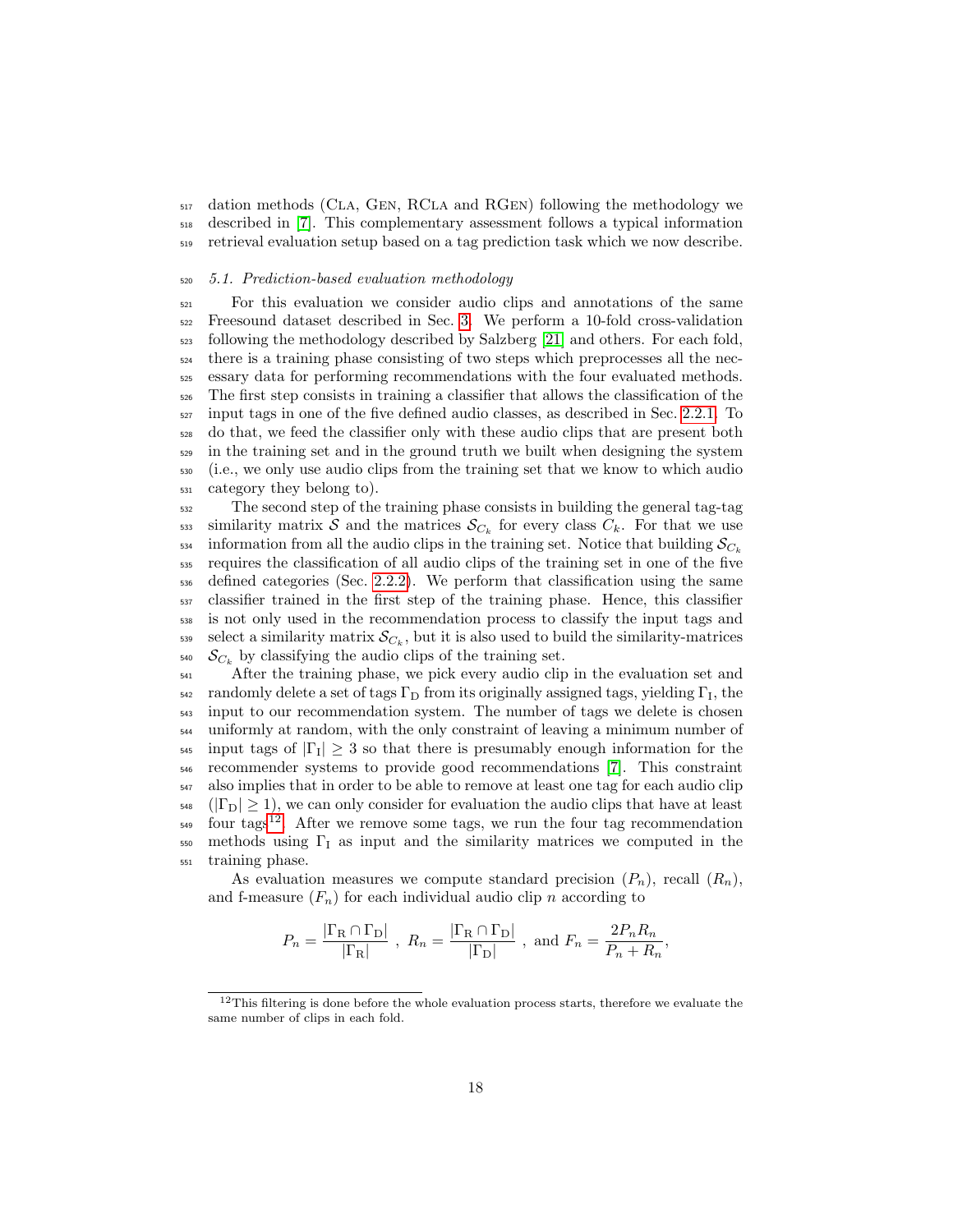dation methods (Cla, Gen, RCla and RGen) following the methodology we described in [7]. This complementary assessment follows a typical information retrieval evaluation setup based on a tag prediction task which we now describe.

### 5.1. Prediction-based evaluation methodology

For this evaluation we consider audio clips and annotations of the same Freesound dataset described in Sec. 3. We perform a 10-fold cross-validation following the methodology described by Salzberg [21] and others. For each fold, there is a training phase consisting of two steps which preprocesses all the necessary data for performing recommendations with the four evaluated methods. The first step consists in training a classifier that allows the classification of the input tags in one of the five defined audio classes, as described in Sec. 2.2.1. To do that, we feed the classifier only with these audio clips that are present both in the training set and in the ground truth we built when designing the system (i.e., we only use audio clips from the training set that we know to which audio category they belong to).

The second step of the training phase consists in building the general tag-tag similarity matrix $\mathcal{S}$ and the matrices $\mathcal{S}_{C_k}$ for every class $C_k$. For that we use information from all the audio clips in the training set. Notice that building $\mathcal{S}_{C_k}$ requires the classification of all audio clips of the training set in one of the five defined categories (Sec. 2.2.2). We perform that classification using the same classifier trained in the first step of the training phase. Hence, this classifier is not only used in the recommendation process to classify the input tags and select a similarity matrix $\mathcal{S}_{C_k}$, but it is also used to build the similarity-matrices $\mathcal{S}_{C_k}$ by classifying the audio clips of the training set.

After the training phase, we pick every audio clip in the evaluation set and randomly delete a set of tags $\Gamma_{\mathrm{D}}$ from its originally assigned tags, yielding $\Gamma_{\mathrm{I}}$, the input to our recommendation system. The number of tags we delete is chosen uniformly at random, with the only constraint of leaving a minimum number of input tags of $|\Gamma_{\mathrm{I}}| \geq 3$ so that there is presumably enough information for the recommender systems to provide good recommendations [7]. This constraint also implies that in order to be able to remove at least one tag for each audio clip ($|\Gamma_{\mathrm{D}}| \geq 1$), we can only consider for evaluation the audio clips that have at least four tags[12]. After we remove some tags, we run the four tag recommendation methods using $\Gamma_{\mathrm{I}}$ as input and the similarity matrices we computed in the training phase.

As evaluation measures we compute standard precision ($P_n$), recall ($R_n$), and f-measure ($F_n$) for each individual audio clip $n$ according to

$$P_n = \frac{|\Gamma_{\mathrm{R}} \cap \Gamma_{\mathrm{D}}|}{|\Gamma_{\mathrm{R}}|}\ ,\ R_n = \frac{|\Gamma_{\mathrm{R}} \cap \Gamma_{\mathrm{D}}|}{|\Gamma_{\mathrm{D}}|}\ ,\ \text{and}\ F_n = \frac{2P_nR_n}{P_n + R_n},$$

[12] This filtering is done before the whole evaluation process starts, therefore we evaluate the same number of clips in each fold.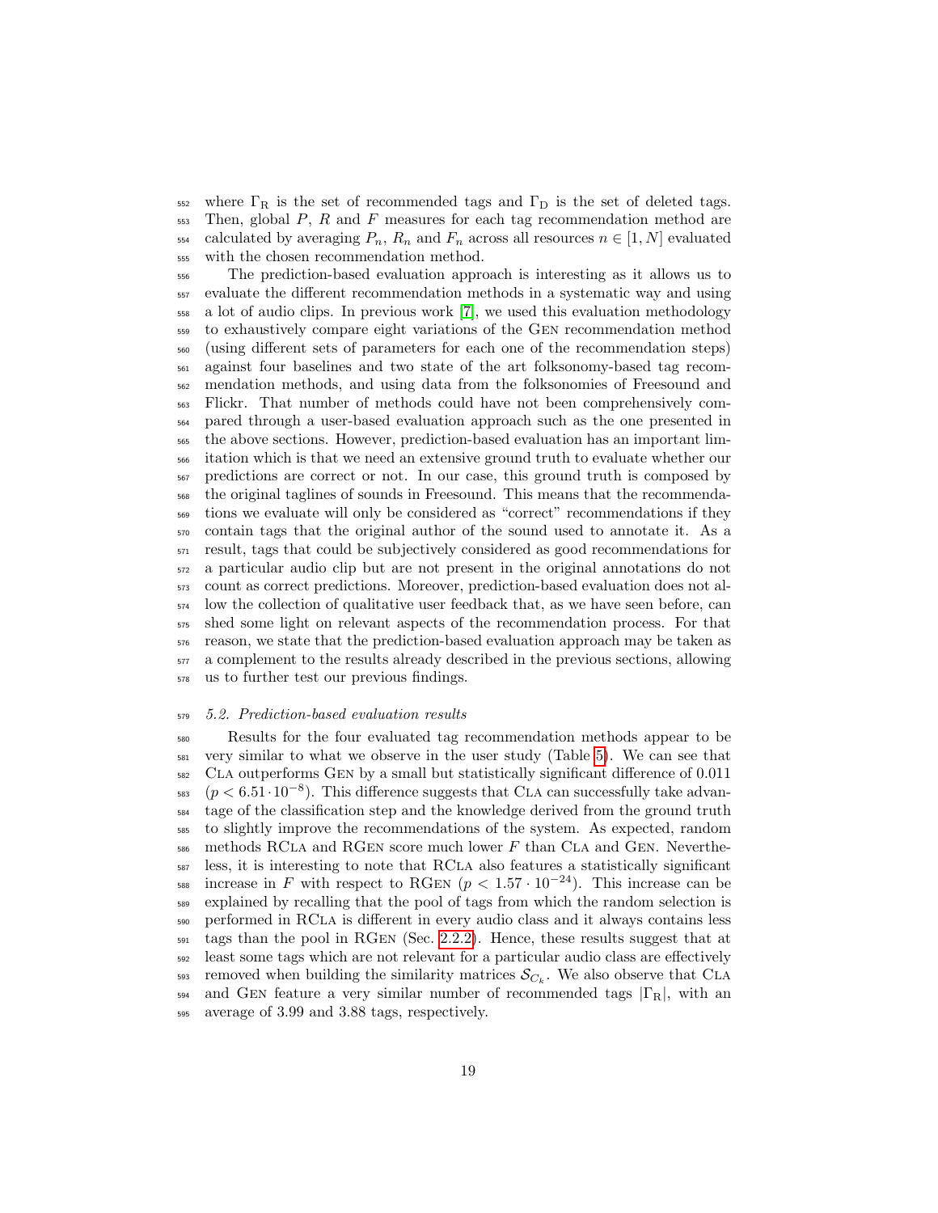where $\Gamma_\mathrm{R}$ is the set of recommended tags and $\Gamma_\mathrm{D}$ is the set of deleted tags. Then, global $P$, $R$ and $F$ measures for each tag recommendation method are calculated by averaging $P_n$, $R_n$ and $F_n$ across all resources $n \in [1, N]$ evaluated with the chosen recommendation method.

The prediction-based evaluation approach is interesting as it allows us to evaluate the different recommendation methods in a systematic way and using a lot of audio clips. In previous work [7], we used this evaluation methodology to exhaustively compare eight variations of the Gen recommendation method (using different sets of parameters for each one of the recommendation steps) against four baselines and two state of the art folksonomy-based tag recommendation methods, and using data from the folksonomies of Freesound and Flickr. That number of methods could have not been comprehensively compared through a user-based evaluation approach such as the one presented in the above sections. However, prediction-based evaluation has an important limitation which is that we need an extensive ground truth to evaluate whether our predictions are correct or not. In our case, this ground truth is composed by the original taglines of sounds in Freesound. This means that the recommendations we evaluate will only be considered as "correct" recommendations if they contain tags that the original author of the sound used to annotate it. As a result, tags that could be subjectively considered as good recommendations for a particular audio clip but are not present in the original annotations do not count as correct predictions. Moreover, prediction-based evaluation does not allow the collection of qualitative user feedback that, as we have seen before, can shed some light on relevant aspects of the recommendation process. For that reason, we state that the prediction-based evaluation approach may be taken as a complement to the results already described in the previous sections, allowing us to further test our previous findings.

### *5.2. Prediction-based evaluation results*

Results for the four evaluated tag recommendation methods appear to be very similar to what we observe in the user study (Table 5). We can see that Cla outperforms Gen by a small but statistically significant difference of 0.011 ($p < 6.51 \cdot 10^{-8}$). This difference suggests that Cla can successfully take advantage of the classification step and the knowledge derived from the ground truth to slightly improve the recommendations of the system. As expected, random methods RCla and RGen score much lower $F$ than Cla and Gen. Nevertheless, it is interesting to note that RCla also features a statistically significant increase in $F$ with respect to RGen ($p < 1.57 \cdot 10^{-24}$). This increase can be explained by recalling that the pool of tags from which the random selection is performed in RCla is different in every audio class and it always contains less tags than the pool in RGen (Sec. 2.2.2). Hence, these results suggest that at least some tags which are not relevant for a particular audio class are effectively removed when building the similarity matrices $\mathcal{S}_{C_k}$. We also observe that Cla and Gen feature a very similar number of recommended tags $|\Gamma_\mathrm{R}|$, with an average of 3.99 and 3.88 tags, respectively.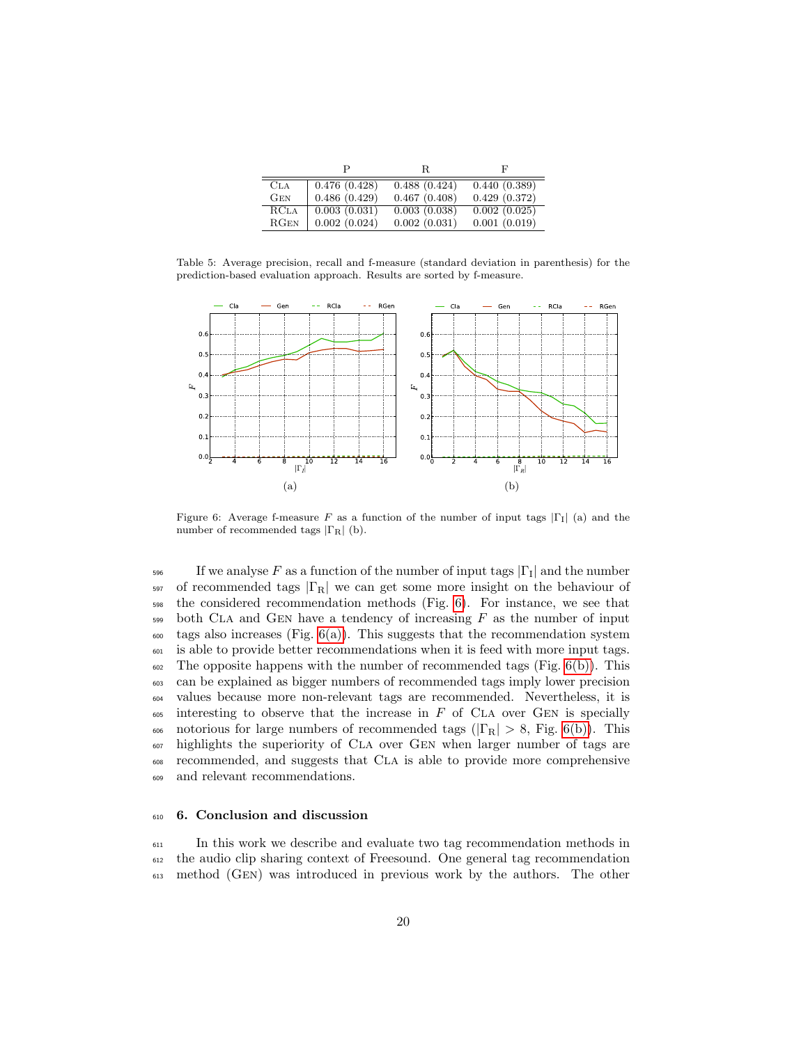|  | P | R | F |
|---|---|---|---|
| Cla | 0.476 (0.428) | 0.488 (0.424) | 0.440 (0.389) |
| Gen | 0.486 (0.429) | 0.467 (0.408) | 0.429 (0.372) |
| RCla | 0.003 (0.031) | 0.003 (0.038) | 0.002 (0.025) |
| RGen | 0.002 (0.024) | 0.002 (0.031) | 0.001 (0.019) |

Table 5: Average precision, recall and f-measure (standard deviation in parenthesis) for the prediction-based evaluation approach. Results are sorted by f-measure.

(a)

(b)

Figure 6: Average f-measure $F$ as a function of the number of input tags $|\Gamma_{\mathrm{I}}|$ (a) and the number of recommended tags $|\Gamma_{\mathrm{R}}|$ (b).

If we analyse $F$ as a function of the number of input tags $|\Gamma_{\mathrm{I}}|$ and the number of recommended tags $|\Gamma_{\mathrm{R}}|$ we can get some more insight on the behaviour of the considered recommendation methods (Fig. 6). For instance, we see that both Cla and Gen have a tendency of increasing $F$ as the number of input tags also increases (Fig. 6(a)). This suggests that the recommendation system is able to provide better recommendations when it is feed with more input tags. The opposite happens with the number of recommended tags (Fig. 6(b)). This can be explained as bigger numbers of recommended tags imply lower precision values because more non-relevant tags are recommended. Nevertheless, it is interesting to observe that the increase in $F$ of Cla over Gen is specially notorious for large numbers of recommended tags ($|\Gamma_{\mathrm{R}}| > 8$, Fig. 6(b)). This highlights the superiority of Cla over Gen when larger number of tags are recommended, and suggests that Cla is able to provide more comprehensive and relevant recommendations.

## 6. Conclusion and discussion

In this work we describe and evaluate two tag recommendation methods in the audio clip sharing context of Freesound. One general tag recommendation method (Gen) was introduced in previous work by the authors. The other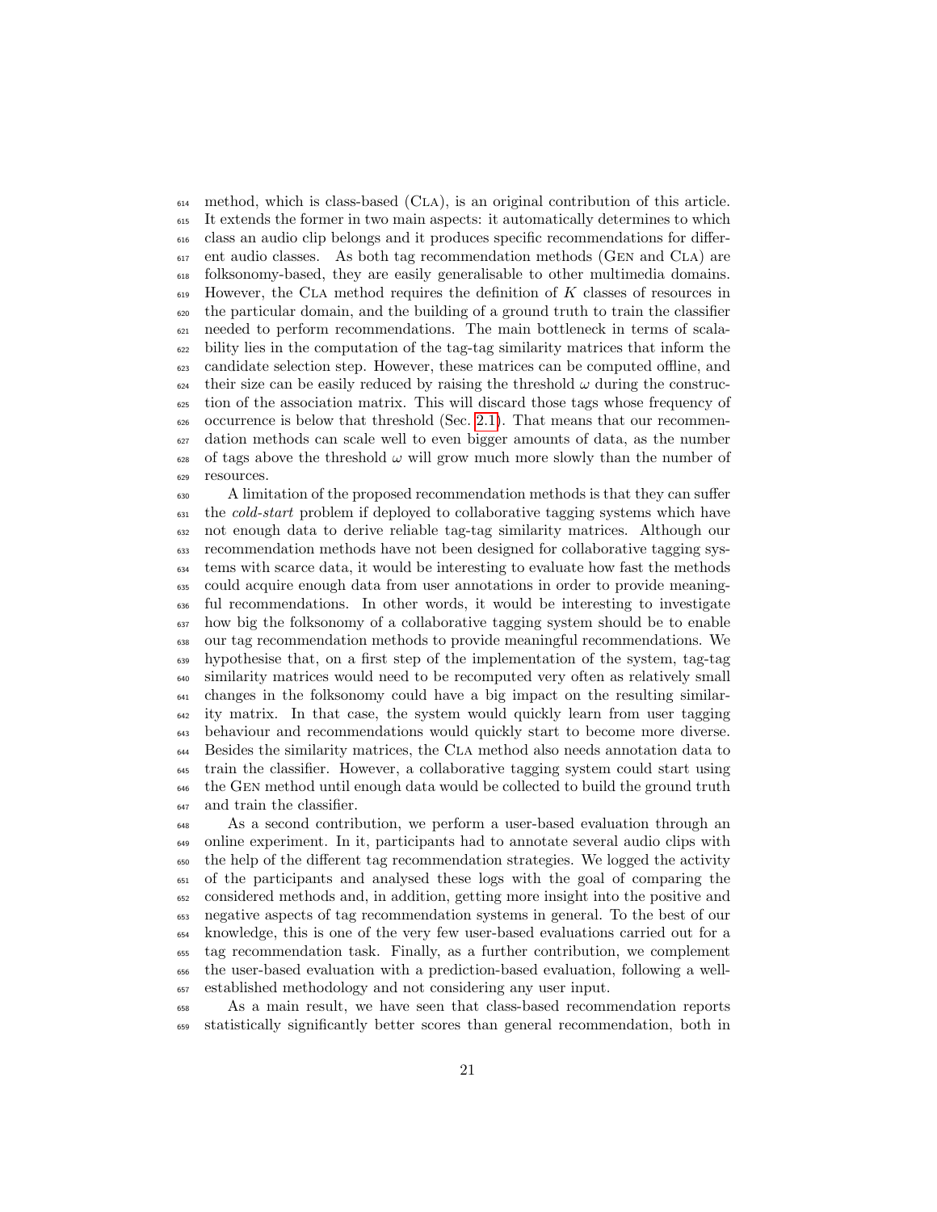method, which is class-based (Cla), is an original contribution of this article. It extends the former in two main aspects: it automatically determines to which class an audio clip belongs and it produces specific recommendations for different audio classes. As both tag recommendation methods (Gen and Cla) are folksonomy-based, they are easily generalisable to other multimedia domains. However, the Cla method requires the definition of $K$ classes of resources in the particular domain, and the building of a ground truth to train the classifier needed to perform recommendations. The main bottleneck in terms of scalability lies in the computation of the tag-tag similarity matrices that inform the candidate selection step. However, these matrices can be computed offline, and their size can be easily reduced by raising the threshold $\omega$ during the construction of the association matrix. This will discard those tags whose frequency of occurrence is below that threshold (Sec. 2.1). That means that our recommendation methods can scale well to even bigger amounts of data, as the number of tags above the threshold $\omega$ will grow much more slowly than the number of resources.

A limitation of the proposed recommendation methods is that they can suffer the *cold-start* problem if deployed to collaborative tagging systems which have not enough data to derive reliable tag-tag similarity matrices. Although our recommendation methods have not been designed for collaborative tagging systems with scarce data, it would be interesting to evaluate how fast the methods could acquire enough data from user annotations in order to provide meaningful recommendations. In other words, it would be interesting to investigate how big the folksonomy of a collaborative tagging system should be to enable our tag recommendation methods to provide meaningful recommendations. We hypothesise that, on a first step of the implementation of the system, tag-tag similarity matrices would need to be recomputed very often as relatively small changes in the folksonomy could have a big impact on the resulting similarity matrix. In that case, the system would quickly learn from user tagging behaviour and recommendations would quickly start to become more diverse. Besides the similarity matrices, the Cla method also needs annotation data to train the classifier. However, a collaborative tagging system could start using the Gen method until enough data would be collected to build the ground truth and train the classifier.

As a second contribution, we perform a user-based evaluation through an online experiment. In it, participants had to annotate several audio clips with the help of the different tag recommendation strategies. We logged the activity of the participants and analysed these logs with the goal of comparing the considered methods and, in addition, getting more insight into the positive and negative aspects of tag recommendation systems in general. To the best of our knowledge, this is one of the very few user-based evaluations carried out for a tag recommendation task. Finally, as a further contribution, we complement the user-based evaluation with a prediction-based evaluation, following a well-established methodology and not considering any user input.

As a main result, we have seen that class-based recommendation reports statistically significantly better scores than general recommendation, both in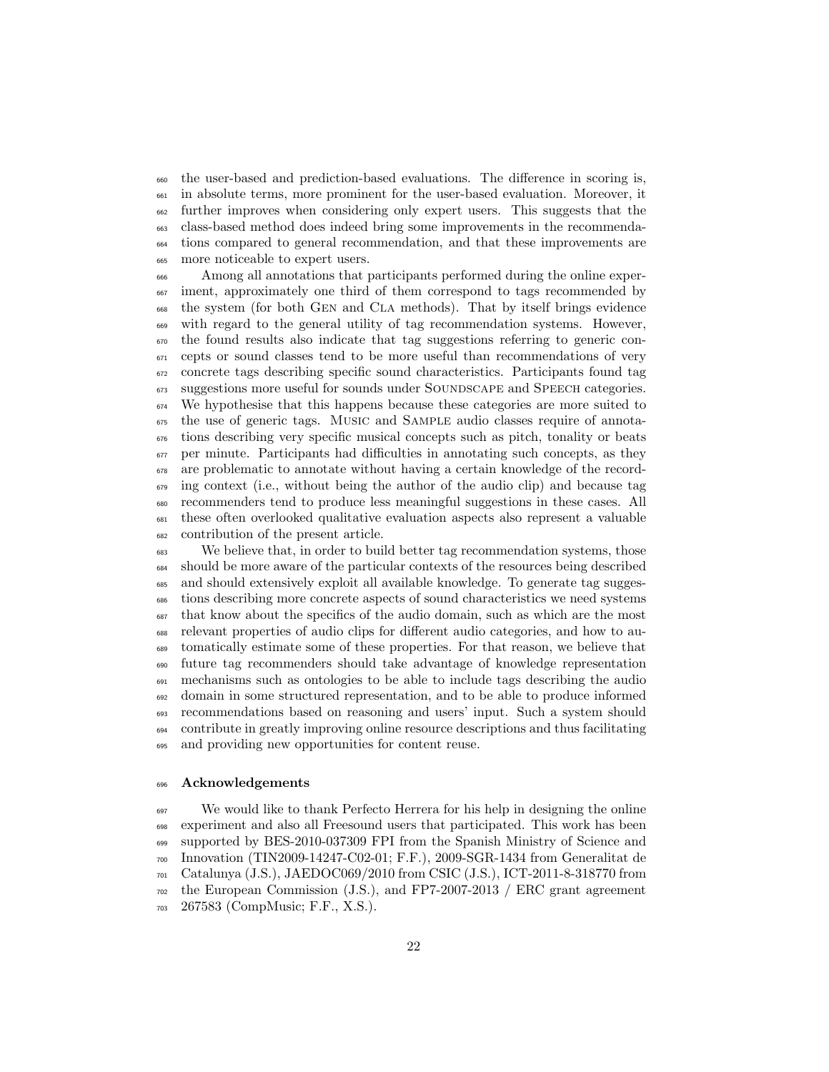the user-based and prediction-based evaluations. The difference in scoring is, in absolute terms, more prominent for the user-based evaluation. Moreover, it further improves when considering only expert users. This suggests that the class-based method does indeed bring some improvements in the recommendations compared to general recommendation, and that these improvements are more noticeable to expert users.

Among all annotations that participants performed during the online experiment, approximately one third of them correspond to tags recommended by the system (for both Gen and Cla methods). That by itself brings evidence with regard to the general utility of tag recommendation systems. However, the found results also indicate that tag suggestions referring to generic concepts or sound classes tend to be more useful than recommendations of very concrete tags describing specific sound characteristics. Participants found tag suggestions more useful for sounds under Soundscape and Speech categories. We hypothesise that this happens because these categories are more suited to the use of generic tags. Music and Sample audio classes require of annotations describing very specific musical concepts such as pitch, tonality or beats per minute. Participants had difficulties in annotating such concepts, as they are problematic to annotate without having a certain knowledge of the recording context (i.e., without being the author of the audio clip) and because tag recommenders tend to produce less meaningful suggestions in these cases. All these often overlooked qualitative evaluation aspects also represent a valuable contribution of the present article.

We believe that, in order to build better tag recommendation systems, those should be more aware of the particular contexts of the resources being described and should extensively exploit all available knowledge. To generate tag suggestions describing more concrete aspects of sound characteristics we need systems that know about the specifics of the audio domain, such as which are the most relevant properties of audio clips for different audio categories, and how to automatically estimate some of these properties. For that reason, we believe that future tag recommenders should take advantage of knowledge representation mechanisms such as ontologies to be able to include tags describing the audio domain in some structured representation, and to be able to produce informed recommendations based on reasoning and users' input. Such a system should contribute in greatly improving online resource descriptions and thus facilitating and providing new opportunities for content reuse.

## Acknowledgements

We would like to thank Perfecto Herrera for his help in designing the online experiment and also all Freesound users that participated. This work has been supported by BES-2010-037309 FPI from the Spanish Ministry of Science and Innovation (TIN2009-14247-C02-01; F.F.), 2009-SGR-1434 from Generalitat de Catalunya (J.S.), JAEDOC069/2010 from CSIC (J.S.), ICT-2011-8-318770 from the European Commission (J.S.), and FP7-2007-2013 / ERC grant agreement 267583 (CompMusic; F.F., X.S.).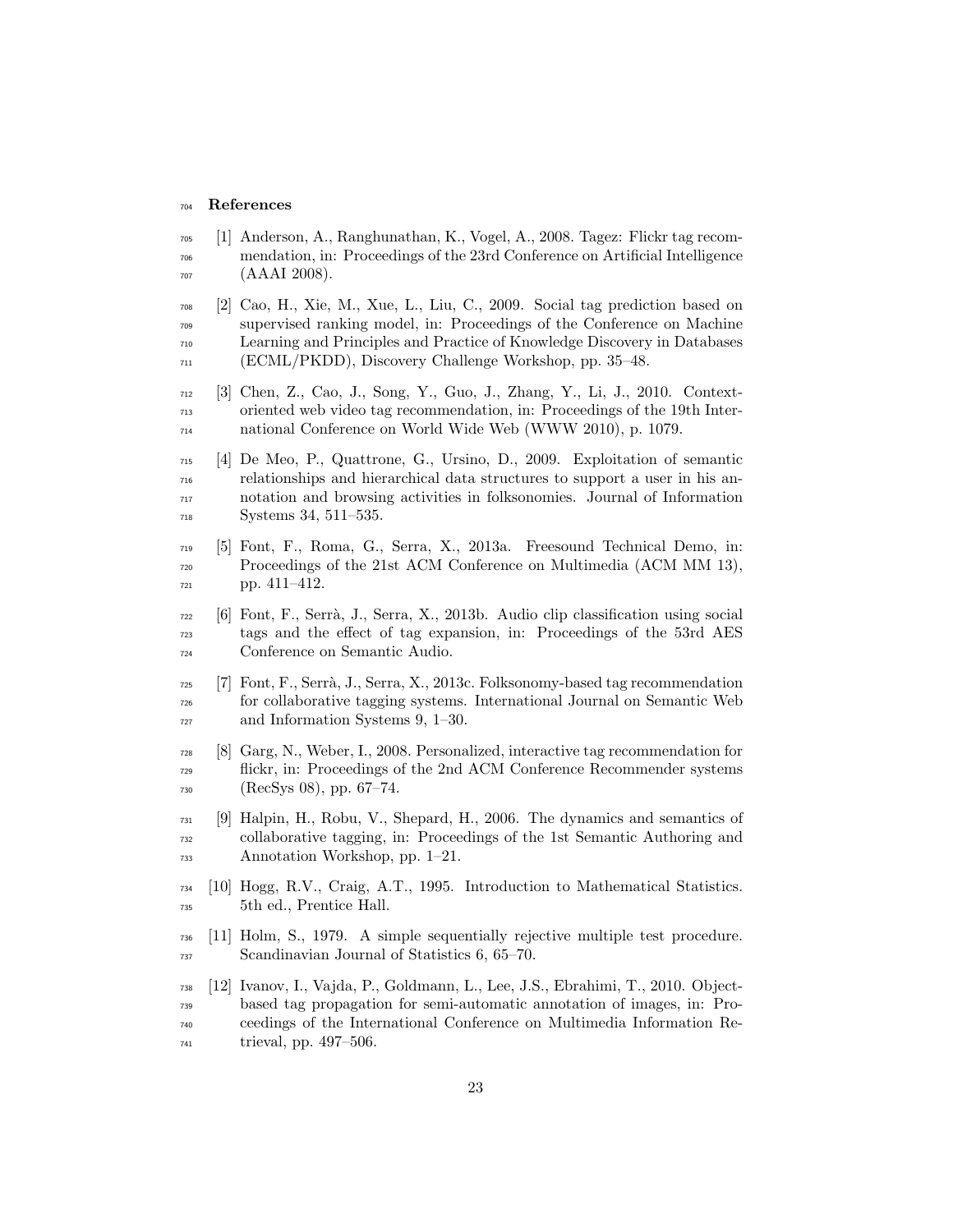## References

[1] Anderson, A., Ranghunathan, K., Vogel, A., 2008. Tagez: Flickr tag recommendation, in: Proceedings of the 23rd Conference on Artificial Intelligence (AAAI 2008).

[2] Cao, H., Xie, M., Xue, L., Liu, C., 2009. Social tag prediction based on supervised ranking model, in: Proceedings of the Conference on Machine Learning and Principles and Practice of Knowledge Discovery in Databases (ECML/PKDD), Discovery Challenge Workshop, pp. 35–48.

[3] Chen, Z., Cao, J., Song, Y., Guo, J., Zhang, Y., Li, J., 2010. Context-oriented web video tag recommendation, in: Proceedings of the 19th International Conference on World Wide Web (WWW 2010), p. 1079.

[4] De Meo, P., Quattrone, G., Ursino, D., 2009. Exploitation of semantic relationships and hierarchical data structures to support a user in his annotation and browsing activities in folksonomies. Journal of Information Systems 34, 511–535.

[5] Font, F., Roma, G., Serra, X., 2013a. Freesound Technical Demo, in: Proceedings of the 21st ACM Conference on Multimedia (ACM MM 13), pp. 411–412.

[6] Font, F., Serrà, J., Serra, X., 2013b. Audio clip classification using social tags and the effect of tag expansion, in: Proceedings of the 53rd AES Conference on Semantic Audio.

[7] Font, F., Serrà, J., Serra, X., 2013c. Folksonomy-based tag recommendation for collaborative tagging systems. International Journal on Semantic Web and Information Systems 9, 1–30.

[8] Garg, N., Weber, I., 2008. Personalized, interactive tag recommendation for flickr, in: Proceedings of the 2nd ACM Conference Recommender systems (RecSys 08), pp. 67–74.

[9] Halpin, H., Robu, V., Shepard, H., 2006. The dynamics and semantics of collaborative tagging, in: Proceedings of the 1st Semantic Authoring and Annotation Workshop, pp. 1–21.

[10] Hogg, R.V., Craig, A.T., 1995. Introduction to Mathematical Statistics. 5th ed., Prentice Hall.

[11] Holm, S., 1979. A simple sequentially rejective multiple test procedure. Scandinavian Journal of Statistics 6, 65–70.

[12] Ivanov, I., Vajda, P., Goldmann, L., Lee, J.S., Ebrahimi, T., 2010. Object-based tag propagation for semi-automatic annotation of images, in: Proceedings of the International Conference on Multimedia Information Retrieval, pp. 497–506.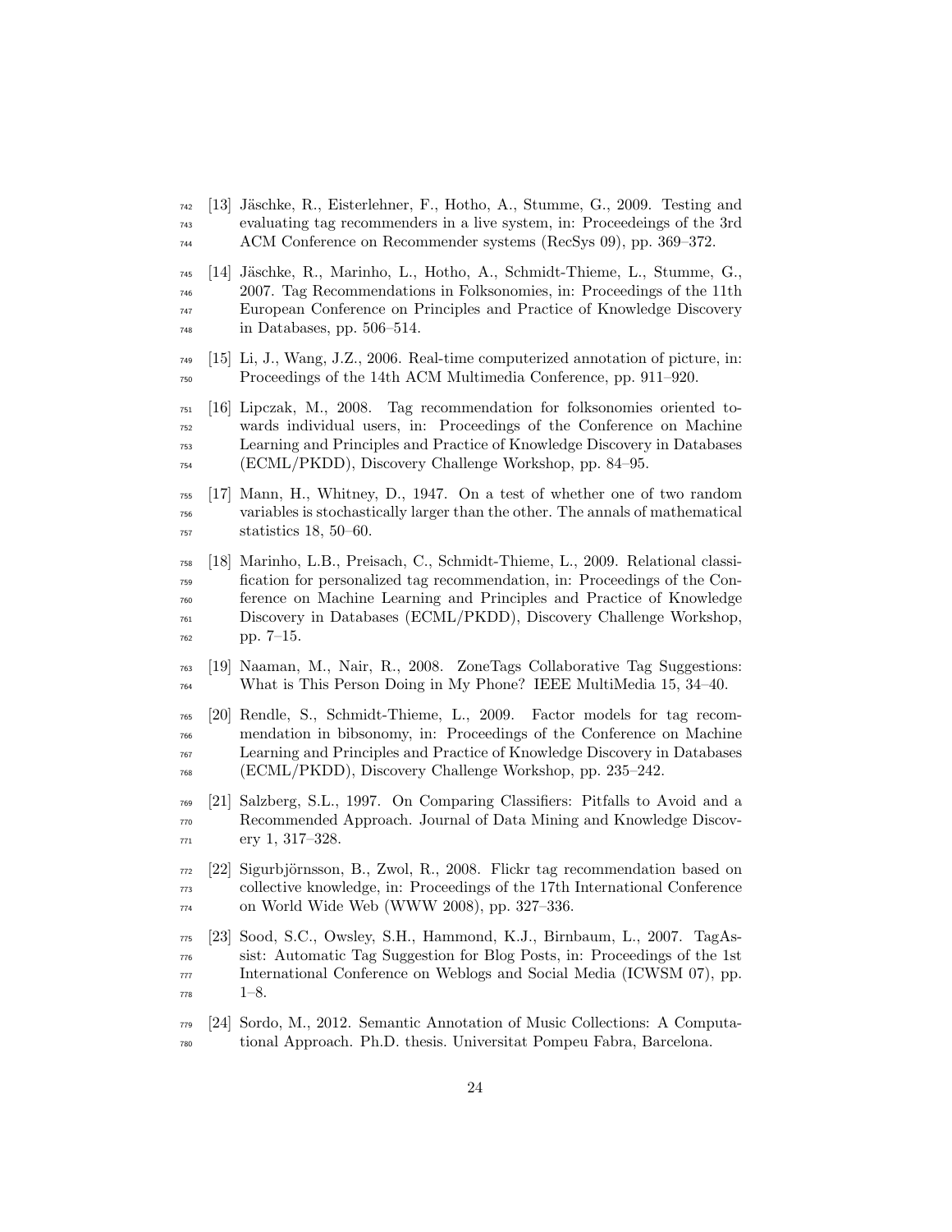[13] Jäschke, R., Eisterlehner, F., Hotho, A., Stumme, G., 2009. Testing and evaluating tag recommenders in a live system, in: Proceedeings of the 3rd ACM Conference on Recommender systems (RecSys 09), pp. 369–372.

[14] Jäschke, R., Marinho, L., Hotho, A., Schmidt-Thieme, L., Stumme, G., 2007. Tag Recommendations in Folksonomies, in: Proceedings of the 11th European Conference on Principles and Practice of Knowledge Discovery in Databases, pp. 506–514.

[15] Li, J., Wang, J.Z., 2006. Real-time computerized annotation of picture, in: Proceedings of the 14th ACM Multimedia Conference, pp. 911–920.

[16] Lipczak, M., 2008. Tag recommendation for folksonomies oriented towards individual users, in: Proceedings of the Conference on Machine Learning and Principles and Practice of Knowledge Discovery in Databases (ECML/PKDD), Discovery Challenge Workshop, pp. 84–95.

[17] Mann, H., Whitney, D., 1947. On a test of whether one of two random variables is stochastically larger than the other. The annals of mathematical statistics 18, 50–60.

[18] Marinho, L.B., Preisach, C., Schmidt-Thieme, L., 2009. Relational classification for personalized tag recommendation, in: Proceedings of the Conference on Machine Learning and Principles and Practice of Knowledge Discovery in Databases (ECML/PKDD), Discovery Challenge Workshop, pp. 7–15.

[19] Naaman, M., Nair, R., 2008. ZoneTags Collaborative Tag Suggestions: What is This Person Doing in My Phone? IEEE MultiMedia 15, 34–40.

[20] Rendle, S., Schmidt-Thieme, L., 2009. Factor models for tag recommendation in bibsonomy, in: Proceedings of the Conference on Machine Learning and Principles and Practice of Knowledge Discovery in Databases (ECML/PKDD), Discovery Challenge Workshop, pp. 235–242.

[21] Salzberg, S.L., 1997. On Comparing Classifiers: Pitfalls to Avoid and a Recommended Approach. Journal of Data Mining and Knowledge Discovery 1, 317–328.

[22] Sigurbjörnsson, B., Zwol, R., 2008. Flickr tag recommendation based on collective knowledge, in: Proceedings of the 17th International Conference on World Wide Web (WWW 2008), pp. 327–336.

[23] Sood, S.C., Owsley, S.H., Hammond, K.J., Birnbaum, L., 2007. TagAssist: Automatic Tag Suggestion for Blog Posts, in: Proceedings of the 1st International Conference on Weblogs and Social Media (ICWSM 07), pp. 1–8.

[24] Sordo, M., 2012. Semantic Annotation of Music Collections: A Computational Approach. Ph.D. thesis. Universitat Pompeu Fabra, Barcelona.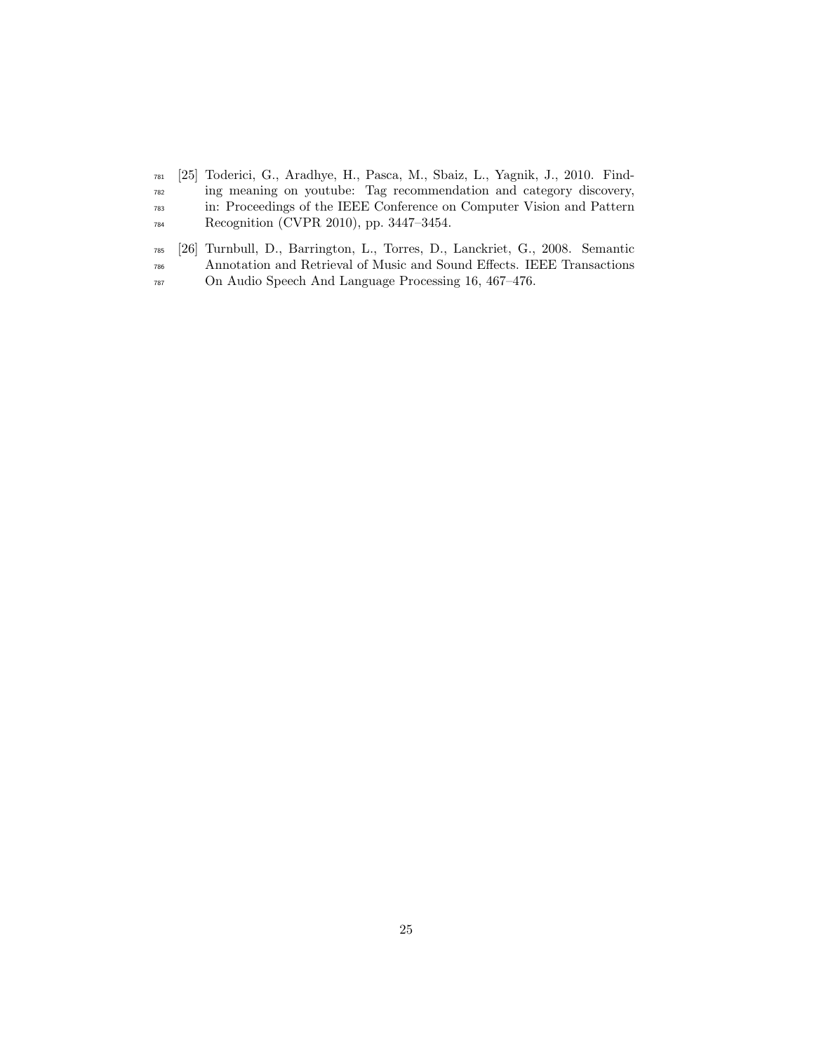[25] Toderici, G., Aradhye, H., Pasca, M., Sbaiz, L., Yagnik, J., 2010. Finding meaning on youtube: Tag recommendation and category discovery, in: Proceedings of the IEEE Conference on Computer Vision and Pattern Recognition (CVPR 2010), pp. 3447–3454.

[26] Turnbull, D., Barrington, L., Torres, D., Lanckriet, G., 2008. Semantic Annotation and Retrieval of Music and Sound Effects. IEEE Transactions On Audio Speech And Language Processing 16, 467–476.